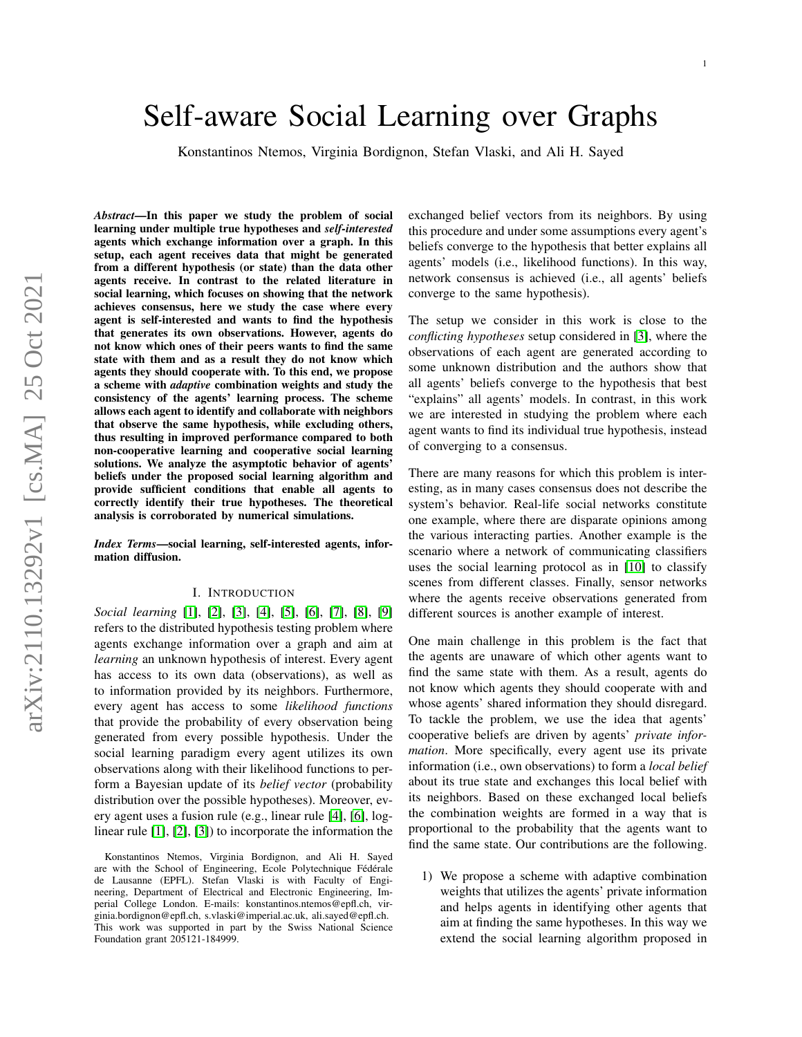# Self-aware Social Learning over Graphs

Konstantinos Ntemos, Virginia Bordignon, Stefan Vlaski, and Ali H. Sayed

***Abstract*—In this paper we study the problem of social learning under multiple true hypotheses and *self-interested* agents which exchange information over a graph. In this setup, each agent receives data that might be generated from a different hypothesis (or state) than the data other agents receive. In contrast to the related literature in social learning, which focuses on showing that the network achieves consensus, here we study the case where every agent is self-interested and wants to find the hypothesis that generates its own observations. However, agents do not know which ones of their peers wants to find the same state with them and as a result they do not know which agents they should cooperate with. To this end, we propose a scheme with *adaptive* combination weights and study the consistency of the agents' learning process. The scheme allows each agent to identify and collaborate with neighbors that observe the same hypothesis, while excluding others, thus resulting in improved performance compared to both non-cooperative learning and cooperative social learning solutions. We analyze the asymptotic behavior of agents' beliefs under the proposed social learning algorithm and provide sufficient conditions that enable all agents to correctly identify their true hypotheses. The theoretical analysis is corroborated by numerical simulations.**

***Index Terms*—social learning, self-interested agents, information diffusion.**

## I. Introduction

*Social learning* [1], [2], [3], [4], [5], [6], [7], [8], [9] refers to the distributed hypothesis testing problem where agents exchange information over a graph and aim at *learning* an unknown hypothesis of interest. Every agent has access to its own data (observations), as well as to information provided by its neighbors. Furthermore, every agent has access to some *likelihood functions* that provide the probability of every observation being generated from every possible hypothesis. Under the social learning paradigm every agent utilizes its own observations along with their likelihood functions to perform a Bayesian update of its *belief vector* (probability distribution over the possible hypotheses). Moreover, every agent uses a fusion rule (e.g., linear rule [4], [6], log-linear rule [1], [2], [3]) to incorporate the information the exchanged belief vectors from its neighbors. By using this procedure and under some assumptions every agent's beliefs converge to the hypothesis that better explains all agents' models (i.e., likelihood functions). In this way, network consensus is achieved (i.e., all agents' beliefs converge to the same hypothesis).

The setup we consider in this work is close to the *conflicting hypotheses* setup considered in [3], where the observations of each agent are generated according to some unknown distribution and the authors show that all agents' beliefs converge to the hypothesis that best "explains" all agents' models. In contrast, in this work we are interested in studying the problem where each agent wants to find its individual true hypothesis, instead of converging to a consensus.

There are many reasons for which this problem is interesting, as in many cases consensus does not describe the system's behavior. Real-life social networks constitute one example, where there are disparate opinions among the various interacting parties. Another example is the scenario where a network of communicating classifiers uses the social learning protocol as in [10] to classify scenes from different classes. Finally, sensor networks where the agents receive observations generated from different sources is another example of interest.

One main challenge in this problem is the fact that the agents are unaware of which other agents want to find the same state with them. As a result, agents do not know which agents they should cooperate with and whose agents' shared information they should disregard. To tackle the problem, we use the idea that agents' cooperative beliefs are driven by agents' *private information*. More specifically, every agent use its private information (i.e., own observations) to form a *local belief* about its true state and exchanges this local belief with its neighbors. Based on these exchanged local beliefs the combination weights are formed in a way that is proportional to the probability that the agents want to find the same state. Our contributions are the following.

1) We propose a scheme with adaptive combination weights that utilizes the agents' private information and helps agents in identifying other agents that aim at finding the same hypotheses. In this way we extend the social learning algorithm proposed in

Konstantinos Ntemos, Virginia Bordignon, and Ali H. Sayed are with the School of Engineering, Ecole Polytechnique Fédérale de Lausanne (EPFL). Stefan Vlaski is with Faculty of Engineering, Department of Electrical and Electronic Engineering, Imperial College London. E-mails: konstantinos.ntemos@epfl.ch, virginia.bordignon@epfl.ch, s.vlaski@imperial.ac.uk, ali.sayed@epfl.ch. This work was supported in part by the Swiss National Science Foundation grant 205121-184999.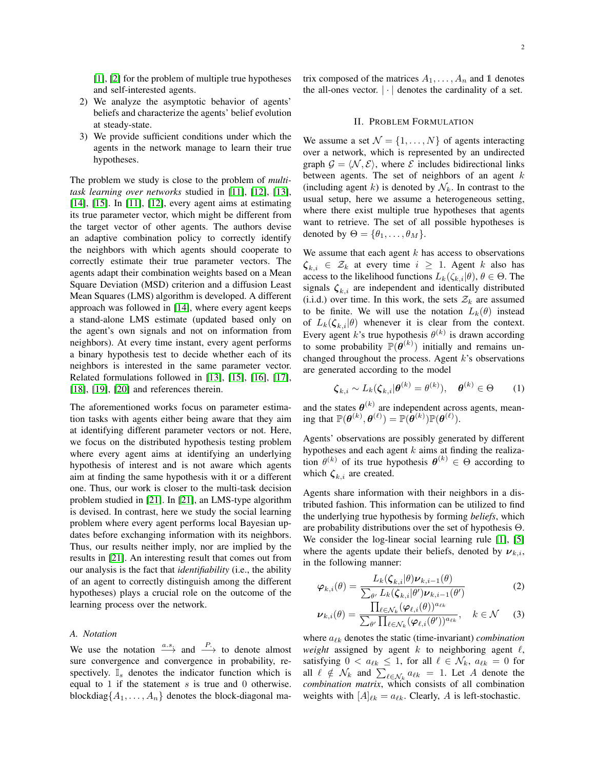[1], [2] for the problem of multiple true hypotheses and self-interested agents.

2) We analyze the asymptotic behavior of agents' beliefs and characterize the agents' belief evolution at steady-state.
3) We provide sufficient conditions under which the agents in the network manage to learn their true hypotheses.

The problem we study is close to the problem of *multi-task learning over networks* studied in [11], [12], [13], [14], [15]. In [11], [12], every agent aims at estimating its true parameter vector, which might be different from the target vector of other agents. The authors devise an adaptive combination policy to correctly identify the neighbors with which agents should cooperate to correctly estimate their true parameter vectors. The agents adapt their combination weights based on a Mean Square Deviation (MSD) criterion and a diffusion Least Mean Squares (LMS) algorithm is developed. A different approach was followed in [14], where every agent keeps a stand-alone LMS estimate (updated based only on the agent's own signals and not on information from neighbors). At every time instant, every agent performs a binary hypothesis test to decide whether each of its neighbors is interested in the same parameter vector. Related formulations followed in [13], [15], [16], [17], [18], [19], [20] and references therein.

The aforementioned works focus on parameter estimation tasks with agents either being aware that they aim at identifying different parameter vectors or not. Here, we focus on the distributed hypothesis testing problem where every agent aims at identifying an underlying hypothesis of interest and is not aware which agents aim at finding the same hypothesis with it or a different one. Thus, our work is closer to the multi-task decision problem studied in [21]. In [21], an LMS-type algorithm is devised. In contrast, here we study the social learning problem where every agent performs local Bayesian updates before exchanging information with its neighbors. Thus, our results neither imply, nor are implied by the results in [21]. An interesting result that comes out from our analysis is the fact that *identifiability* (i.e., the ability of an agent to correctly distinguish among the different hypotheses) plays a crucial role on the outcome of the learning process over the network.

### A. Notation

We use the notation $\xrightarrow{a.s.}$ and $\xrightarrow{P.}$ to denote almost sure convergence and convergence in probability, respectively. $\mathbb{I}_s$ denotes the indicator function which is equal to 1 if the statement $s$ is true and 0 otherwise. $\text{blockdiag}\{A_1, \ldots, A_n\}$ denotes the block-diagonal matrix composed of the matrices $A_1, \ldots, A_n$ and $\mathbb{1}$ denotes the all-ones vector. $|\cdot|$ denotes the cardinality of a set.

## II. Problem Formulation

We assume a set $\mathcal{N} = \{1, \ldots, N\}$ of agents interacting over a network, which is represented by an undirected graph $\mathcal{G} = \langle \mathcal{N}, \mathcal{E} \rangle$, where $\mathcal{E}$ includes bidirectional links between agents. The set of neighbors of an agent $k$ (including agent $k$) is denoted by $\mathcal{N}_k$. In contrast to the usual setup, here we assume a heterogeneous setting, where there exist multiple true hypotheses that agents want to retrieve. The set of all possible hypotheses is denoted by $\Theta = \{\theta_1, \ldots, \theta_M\}$.

We assume that each agent $k$ has access to observations $\boldsymbol{\zeta}_{k,i} \in \mathcal{Z}_k$ at every time $i \geq 1$. Agent $k$ also has access to the likelihood functions $L_k(\zeta_{k,i}|\theta)$, $\theta \in \Theta$. The signals $\boldsymbol{\zeta}_{k,i}$ are independent and identically distributed (i.i.d.) over time. In this work, the sets $\mathcal{Z}_k$ are assumed to be finite. We will use the notation $L_k(\theta)$ instead of $L_k(\boldsymbol{\zeta}_{k,i}|\theta)$ whenever it is clear from the context. Every agent $k$'s true hypothesis $\theta^{(k)}$ is drawn according to some probability $\mathbb{P}(\boldsymbol{\theta}^{(k)})$ initially and remains unchanged throughout the process. Agent $k$'s observations are generated according to the model

$$\boldsymbol{\zeta}_{k,i} \sim L_k(\boldsymbol{\zeta}_{k,i}|\boldsymbol{\theta}^{(k)} = \theta^{(k)}), \quad \boldsymbol{\theta}^{(k)} \in \Theta \tag{1}$$

and the states $\boldsymbol{\theta}^{(k)}$ are independent across agents, meaning that $\mathbb{P}(\boldsymbol{\theta}^{(k)}, \boldsymbol{\theta}^{(\ell)}) = \mathbb{P}(\boldsymbol{\theta}^{(k)})\mathbb{P}(\boldsymbol{\theta}^{(\ell)})$.

Agents' observations are possibly generated by different hypotheses and each agent $k$ aims at finding the realization $\theta^{(k)}$ of its true hypothesis $\boldsymbol{\theta}^{(k)} \in \Theta$ according to which $\boldsymbol{\zeta}_{k,i}$ are created.

Agents share information with their neighbors in a distributed fashion. This information can be utilized to find the underlying true hypothesis by forming *beliefs*, which are probability distributions over the set of hypothesis $\Theta$. We consider the log-linear social learning rule [1], [5] where the agents update their beliefs, denoted by $\boldsymbol{\nu}_{k,i}$, in the following manner:

$$\boldsymbol{\varphi}_{k,i}(\theta) = \frac{L_k(\boldsymbol{\zeta}_{k,i}|\theta)\boldsymbol{\nu}_{k,i-1}(\theta)}{\sum_{\theta'} L_k(\boldsymbol{\zeta}_{k,i}|\theta')\boldsymbol{\nu}_{k,i-1}(\theta')} \tag{2}$$

$$\boldsymbol{\nu}_{k,i}(\theta) = \frac{\prod_{\ell \in \mathcal{N}_k} (\boldsymbol{\varphi}_{\ell,i}(\theta))^{a_{\ell k}}}{\sum_{\theta'} \prod_{\ell \in \mathcal{N}_k} (\boldsymbol{\varphi}_{\ell,i}(\theta'))^{a_{\ell k}}}, \quad k \in \mathcal{N} \tag{3}$$

where $a_{\ell k}$ denotes the static (time-invariant) *combination weight* assigned by agent $k$ to neighboring agent $\ell$, satisfying $0 < a_{\ell k} \leq 1$, for all $\ell \in \mathcal{N}_k$, $a_{\ell k} = 0$ for all $\ell \notin \mathcal{N}_k$ and $\sum_{\ell \in \mathcal{N}_k} a_{\ell k} = 1$. Let $A$ denote the *combination matrix*, which consists of all combination weights with $[A]_{\ell k} = a_{\ell k}$. Clearly, $A$ is left-stochastic.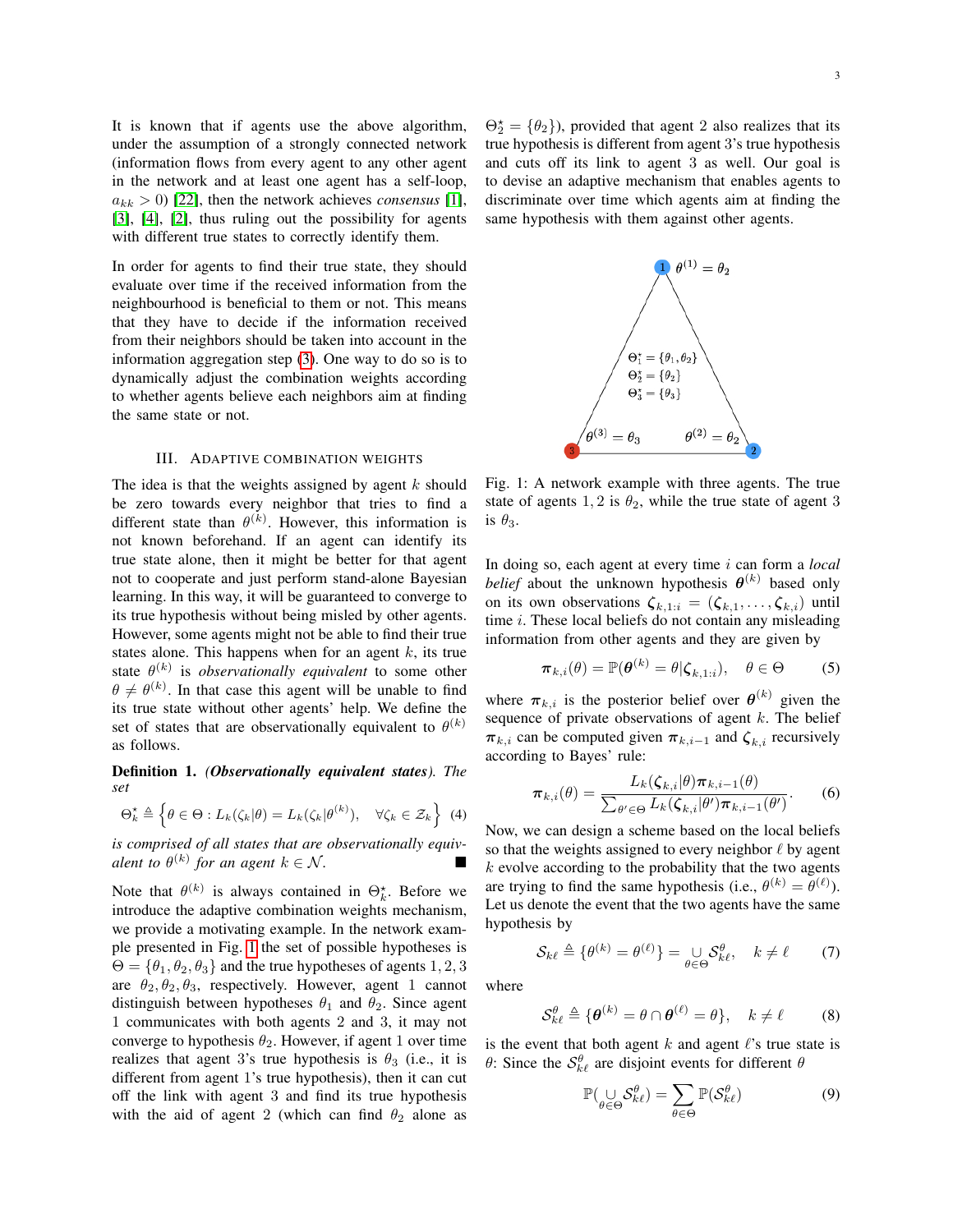It is known that if agents use the above algorithm, under the assumption of a strongly connected network (information flows from every agent to any other agent in the network and at least one agent has a self-loop, $a_{kk} > 0$) [22], then the network achieves *consensus* [1], [3], [4], [2], thus ruling out the possibility for agents with different true states to correctly identify them.

In order for agents to find their true state, they should evaluate over time if the received information from the neighbourhood is beneficial to them or not. This means that they have to decide if the information received from their neighbors should be taken into account in the information aggregation step (3). One way to do so is to dynamically adjust the combination weights according to whether agents believe each neighbors aim at finding the same state or not.

## III. Adaptive Combination Weights

The idea is that the weights assigned by agent $k$ should be zero towards every neighbor that tries to find a different state than $\theta^{(k)}$. However, this information is not known beforehand. If an agent can identify its true state alone, then it might be better for that agent not to cooperate and just perform stand-alone Bayesian learning. In this way, it will be guaranteed to converge to its true hypothesis without being misled by other agents. However, some agents might not be able to find their true states alone. This happens when for an agent $k$, its true state $\theta^{(k)}$ is *observationally equivalent* to some other $\theta \neq \theta^{(k)}$. In that case this agent will be unable to find its true state without other agents' help. We define the set of states that are observationally equivalent to $\theta^{(k)}$ as follows.

**Definition 1.** ***(Observationally equivalent states)****. The set*

$$\Theta_k^\star \triangleq \left\{\theta \in \Theta : L_k(\zeta_k|\theta) = L_k(\zeta_k|\theta^{(k)}), \quad \forall \zeta_k \in \mathcal{Z}_k\right\} \quad (4)$$

*is comprised of all states that are observationally equivalent to $\theta^{(k)}$ for an agent $k \in \mathcal{N}$.* ∎

Note that $\theta^{(k)}$ is always contained in $\Theta_k^\star$. Before we introduce the adaptive combination weights mechanism, we provide a motivating example. In the network example presented in Fig. 1 the set of possible hypotheses is $\Theta = \{\theta_1, \theta_2, \theta_3\}$ and the true hypotheses of agents $1, 2, 3$ are $\theta_2, \theta_2, \theta_3$, respectively. However, agent 1 cannot distinguish between hypotheses $\theta_1$ and $\theta_2$. Since agent 1 communicates with both agents 2 and 3, it may not converge to hypothesis $\theta_2$. However, if agent 1 over time realizes that agent 3's true hypothesis is $\theta_3$ (i.e., it is different from agent 1's true hypothesis), then it can cut off the link with agent 3 and find its true hypothesis with the aid of agent 2 (which can find $\theta_2$ alone as $\Theta_2^\star = \{\theta_2\}$), provided that agent 2 also realizes that its true hypothesis is different from agent 3's true hypothesis and cuts off its link to agent 3 as well. Our goal is to devise an adaptive mechanism that enables agents to discriminate over time which agents aim at finding the same hypothesis with them against other agents.

Fig. 1: A network example with three agents. The true state of agents $1, 2$ is $\theta_2$, while the true state of agent 3 is $\theta_3$.

In doing so, each agent at every time $i$ can form a *local belief* about the unknown hypothesis $\boldsymbol{\theta}^{(k)}$ based only on its own observations $\boldsymbol{\zeta}_{k,1:i} = (\boldsymbol{\zeta}_{k,1}, \ldots, \boldsymbol{\zeta}_{k,i})$ until time $i$. These local beliefs do not contain any misleading information from other agents and they are given by

$$\boldsymbol{\pi}_{k,i}(\theta) = \mathbb{P}(\boldsymbol{\theta}^{(k)} = \theta|\boldsymbol{\zeta}_{k,1:i}), \quad \theta \in \Theta \quad (5)$$

where $\boldsymbol{\pi}_{k,i}$ is the posterior belief over $\boldsymbol{\theta}^{(k)}$ given the sequence of private observations of agent $k$. The belief $\boldsymbol{\pi}_{k,i}$ can be computed given $\boldsymbol{\pi}_{k,i-1}$ and $\boldsymbol{\zeta}_{k,i}$ recursively according to Bayes' rule:

$$\boldsymbol{\pi}_{k,i}(\theta) = \frac{L_k(\boldsymbol{\zeta}_{k,i}|\theta)\boldsymbol{\pi}_{k,i-1}(\theta)}{\sum_{\theta' \in \Theta} L_k(\boldsymbol{\zeta}_{k,i}|\theta')\boldsymbol{\pi}_{k,i-1}(\theta')}. \quad (6)$$

Now, we can design a scheme based on the local beliefs so that the weights assigned to every neighbor $\ell$ by agent $k$ evolve according to the probability that the two agents are trying to find the same hypothesis (i.e., $\theta^{(k)} = \theta^{(\ell)}$). Let us denote the event that the two agents have the same hypothesis by

$$\mathcal{S}_{k\ell} \triangleq \{\boldsymbol{\theta}^{(k)} = \boldsymbol{\theta}^{(\ell)}\} = \underset{\theta \in \Theta}{\cup} \mathcal{S}_{k\ell}^{\theta}, \quad k \neq \ell \quad (7)$$

where

$$\mathcal{S}_{k\ell}^{\theta} \triangleq \{\boldsymbol{\theta}^{(k)} = \theta \cap \boldsymbol{\theta}^{(\ell)} = \theta\}, \quad k \neq \ell \quad (8)$$

is the event that both agent $k$ and agent $\ell$'s true state is $\theta$: Since the $\mathcal{S}_{k\ell}^{\theta}$ are disjoint events for different $\theta$

$$\mathbb{P}(\underset{\theta \in \Theta}{\cup} \mathcal{S}_{k\ell}^{\theta}) = \sum_{\theta \in \Theta} \mathbb{P}(\mathcal{S}_{k\ell}^{\theta}) \quad (9)$$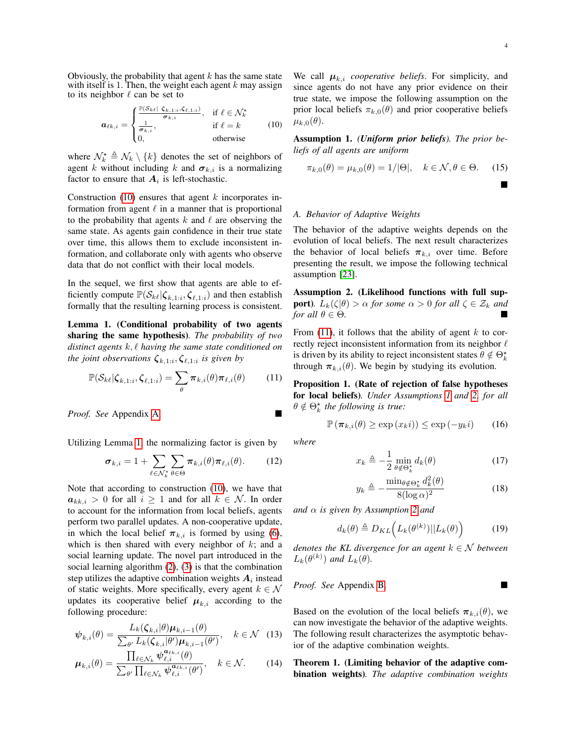Obviously, the probability that agent $k$ has the same state with itself is 1. Then, the weight each agent $k$ may assign to its neighbor $\ell$ can be set to

$$
\boldsymbol{a}_{\ell k,i} = \begin{cases} \frac{\mathbb{P}(\mathcal{S}_{k\ell}|\ \boldsymbol{\zeta}_{k,1:i}, \boldsymbol{\zeta}_{\ell,1:i})}{\boldsymbol{\sigma}_{k,i}}, & \text{if } \ell \in \mathcal{N}_k^\star \\ \frac{1}{\boldsymbol{\sigma}_{k,i}}, & \text{if } \ell = k \\ 0, & \text{otherwise} \end{cases} \tag{10}
$$

where $\mathcal{N}_k^\star \triangleq \mathcal{N}_k \setminus \{k\}$ denotes the set of neighbors of agent $k$ without including $k$ and $\boldsymbol{\sigma}_{k,i}$ is a normalizing factor to ensure that $\boldsymbol{A}_i$ is left-stochastic.

Construction (10) ensures that agent $k$ incorporates information from agent $\ell$ in a manner that is proportional to the probability that agents $k$ and $\ell$ are observing the same state. As agents gain confidence in their true state over time, this allows them to exclude inconsistent information, and collaborate only with agents who observe data that do not conflict with their local models.

In the sequel, we first show that agents are able to efficiently compute $\mathbb{P}(\mathcal{S}_{k\ell}|\boldsymbol{\zeta}_{k,1:i}, \boldsymbol{\zeta}_{\ell,1:i})$ and then establish formally that the resulting learning process is consistent.

**Lemma 1. (Conditional probability of two agents sharing the same hypothesis)**. *The probability of two distinct agents $k, \ell$ having the same state conditioned on the joint observations $\boldsymbol{\zeta}_{k,1:i}, \boldsymbol{\zeta}_{\ell,1:i}$ is given by*

$$
\mathbb{P}(\mathcal{S}_{k\ell}|\boldsymbol{\zeta}_{k,1:i}, \boldsymbol{\zeta}_{\ell,1:i}) = \sum_{\theta} \boldsymbol{\pi}_{k,i}(\theta)\boldsymbol{\pi}_{\ell,i}(\theta) \tag{11}
$$

*Proof.* See Appendix A. ■

Utilizing Lemma 1, the normalizing factor is given by

$$
\boldsymbol{\sigma}_{k,i} = 1 + \sum_{\ell \in \mathcal{N}_k^\star} \sum_{\theta \in \Theta} \boldsymbol{\pi}_{k,i}(\theta)\boldsymbol{\pi}_{\ell,i}(\theta). \tag{12}
$$

Note that according to construction (10), we have that $\boldsymbol{a}_{kk,i} > 0$ for all $i \geq 1$ and for all $k \in \mathcal{N}$. In order to account for the information from local beliefs, agents perform two parallel updates. A non-cooperative update, in which the local belief $\boldsymbol{\pi}_{k,i}$ is formed by using (6), which is then shared with every neighbor of $k$; and a social learning update. The novel part introduced in the social learning algorithm (2), (3) is that the combination step utilizes the adaptive combination weights $\boldsymbol{A}_i$ instead of static weights. More specifically, every agent $k \in \mathcal{N}$ updates its cooperative belief $\boldsymbol{\mu}_{k,i}$ according to the following procedure:

$$
\boldsymbol{\psi}_{k,i}(\theta) = \frac{L_k(\boldsymbol{\zeta}_{k,i}|\theta)\boldsymbol{\mu}_{k,i-1}(\theta)}{\sum_{\theta'} L_k(\boldsymbol{\zeta}_{k,i}|\theta')\boldsymbol{\mu}_{k,i-1}(\theta')}, \quad k \in \mathcal{N} \tag{13}
$$

$$
\boldsymbol{\mu}_{k,i}(\theta) = \frac{\prod_{\ell \in \mathcal{N}_k} \boldsymbol{\psi}_{\ell,i}^{\boldsymbol{a}_{\ell k,i}}(\theta)}{\sum_{\theta'} \prod_{\ell \in \mathcal{N}_k} \boldsymbol{\psi}_{\ell,i}^{\boldsymbol{a}_{\ell k,i}}(\theta')}, \quad k \in \mathcal{N}. \tag{14}
$$

We call $\boldsymbol{\mu}_{k,i}$ *cooperative beliefs*. For simplicity, and since agents do not have any prior evidence on their true state, we impose the following assumption on the prior local beliefs $\pi_{k,0}(\theta)$ and prior cooperative beliefs $\mu_{k,0}(\theta)$.

**Assumption 1.** ***(Uniform prior beliefs)***. *The prior beliefs of all agents are uniform*

$$
\pi_{k,0}(\theta) = \mu_{k,0}(\theta) = 1/|\Theta|, \quad k \in \mathcal{N}, \theta \in \Theta. \tag{15}
$$

■

### A. Behavior of Adaptive Weights

The behavior of the adaptive weights depends on the evolution of local beliefs. The next result characterizes the behavior of local beliefs $\boldsymbol{\pi}_{k,i}$ over time. Before presenting the result, we impose the following technical assumption [23].

**Assumption 2. (Likelihood functions with full support)**. *$L_k(\zeta|\theta) > \alpha$ for some $\alpha > 0$ for all $\zeta \in \mathcal{Z}_k$ and for all $\theta \in \Theta$.* ■

From (11), it follows that the ability of agent $k$ to correctly reject inconsistent information from its neighbor $\ell$ is driven by its ability to reject inconsistent states $\theta \notin \Theta_k^\star$ through $\boldsymbol{\pi}_{k,i}(\theta)$. We begin by studying its evolution.

**Proposition 1. (Rate of rejection of false hypotheses for local beliefs)**. *Under Assumptions 1 and 2, for all $\theta \notin \Theta_k^\star$ the following is true:*

$$
\mathbb{P}\left(\boldsymbol{\pi}_{k,i}(\theta) \geq \exp\left(x_k i\right)\right) \leq \exp\left(-y_k i\right) \tag{16}
$$

*where*

$$
x_k \triangleq -\frac{1}{2} \min_{\theta \notin \Theta_k^\star} d_k(\theta) \tag{17}
$$

$$
y_k \triangleq -\frac{\min_{\theta \notin \Theta_k^\star} d_k^2(\theta)}{8(\log \alpha)^2} \tag{18}
$$

*and $\alpha$ is given by Assumption 2 and*

$$
d_k(\theta) \triangleq D_{KL}\Big(L_k(\theta^{(k)}) || L_k(\theta)\Big) \tag{19}
$$

*denotes the KL divergence for an agent $k \in \mathcal{N}$ between $L_k(\theta^{(k)})$ and $L_k(\theta)$.*

*Proof.* See Appendix B. ■

Based on the evolution of the local beliefs $\boldsymbol{\pi}_{k,i}(\theta)$, we can now investigate the behavior of the adaptive weights. The following result characterizes the asymptotic behavior of the adaptive combination weights.

**Theorem 1. (Limiting behavior of the adaptive combination weights)**. *The adaptive combination weights*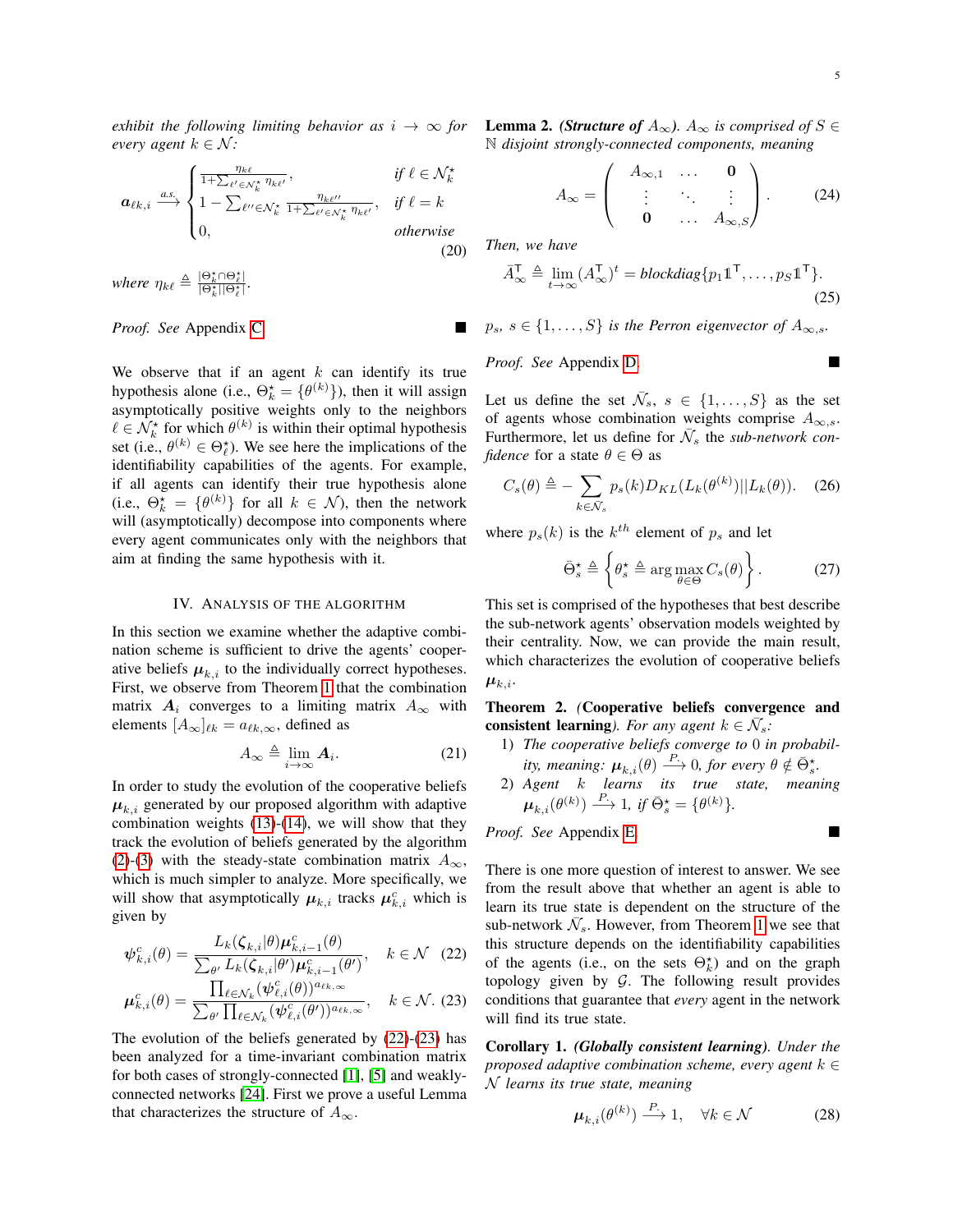*exhibit the following limiting behavior as $i \to \infty$ for every agent $k \in \mathcal{N}$:*

$$\boldsymbol{a}_{\ell k,i} \xrightarrow{a.s.} \begin{cases} \frac{\eta_{k\ell}}{1+\sum_{\ell' \in \mathcal{N}_k^\star} \eta_{k\ell'}}, & \text{if } \ell \in \mathcal{N}_k^\star \\ 1 - \sum_{\ell'' \in \mathcal{N}_k^\star} \frac{\eta_{k\ell''}}{1+\sum_{\ell' \in \mathcal{N}_k^\star} \eta_{k\ell'}}, & \text{if } \ell = k \\ 0, & \text{otherwise} \end{cases} \tag{20}$$

*where* $\eta_{k\ell} \triangleq \frac{|\Theta_k^\star \cap \Theta_\ell^\star|}{|\Theta_k^\star||\Theta_\ell^\star|}$.

*Proof.* See Appendix C. ∎

We observe that if an agent $k$ can identify its true hypothesis alone (i.e., $\Theta_k^\star = \{\theta^{(k)}\}$), then it will assign asymptotically positive weights only to the neighbors $\ell \in \mathcal{N}_k^\star$ for which $\theta^{(k)}$ is within their optimal hypothesis set (i.e., $\theta^{(k)} \in \Theta_\ell^\star$). We see here the implications of the identifiability capabilities of the agents. For example, if all agents can identify their true hypothesis alone (i.e., $\Theta_k^\star = \{\theta^{(k)}\}$ for all $k \in \mathcal{N}$), then the network will (asymptotically) decompose into components where every agent communicates only with the neighbors that aim at finding the same hypothesis with it.

## IV. Analysis of the Algorithm

In this section we examine whether the adaptive combination scheme is sufficient to drive the agents' cooperative beliefs $\boldsymbol{\mu}_{k,i}$ to the individually correct hypotheses. First, we observe from Theorem 1 that the combination matrix $\boldsymbol{A}_i$ converges to a limiting matrix $A_\infty$ with elements $[A_\infty]_{\ell k} = a_{\ell k,\infty}$, defined as

$$A_\infty \triangleq \lim_{i \to \infty} \boldsymbol{A}_i. \tag{21}$$

In order to study the evolution of the cooperative beliefs $\boldsymbol{\mu}_{k,i}$ generated by our proposed algorithm with adaptive combination weights (13)-(14), we will show that they track the evolution of beliefs generated by the algorithm (2)-(3) with the steady-state combination matrix $A_\infty$, which is much simpler to analyze. More specifically, we will show that asymptotically $\boldsymbol{\mu}_{k,i}$ tracks $\boldsymbol{\mu}_{k,i}^c$ which is given by

$$\boldsymbol{\psi}_{k,i}^c(\theta) = \frac{L_k(\boldsymbol{\zeta}_{k,i}|\theta)\boldsymbol{\mu}_{k,i-1}^c(\theta)}{\sum_{\theta'} L_k(\boldsymbol{\zeta}_{k,i}|\theta')\boldsymbol{\mu}_{k,i-1}^c(\theta')}, \quad k \in \mathcal{N} \tag{22}$$

$$\boldsymbol{\mu}_{k,i}^c(\theta) = \frac{\prod_{\ell \in \mathcal{N}_k} (\boldsymbol{\psi}_{\ell,i}^c(\theta))^{a_{\ell k,\infty}}}{\sum_{\theta'} \prod_{\ell \in \mathcal{N}_k} (\boldsymbol{\psi}_{\ell,i}^c(\theta'))^{a_{\ell k,\infty}}}, \quad k \in \mathcal{N}. \tag{23}$$

The evolution of the beliefs generated by (22)-(23) has been analyzed for a time-invariant combination matrix for both cases of strongly-connected [1], [5] and weakly-connected networks [24]. First we prove a useful Lemma that characterizes the structure of $A_\infty$.

**Lemma 2.** ***(Structure of $A_\infty$)****. $A_\infty$ is comprised of $S \in \mathbb{N}$ disjoint strongly-connected components, meaning*

$$A_\infty = \begin{pmatrix} A_{\infty,1} & \dots & \mathbf{0} \\ \vdots & \ddots & \vdots \\ \mathbf{0} & \dots & A_{\infty,S} \end{pmatrix}. \tag{24}$$

*Then, we have*

$$\bar{A}_\infty^\top \triangleq \lim_{t \to \infty} (A_\infty^\top)^t = \text{blockdiag}\{p_1 \mathbb{1}^\top, \dots, p_S \mathbb{1}^\top\}. \tag{25}$$

*$p_s$, $s \in \{1, \dots, S\}$ is the Perron eigenvector of $A_{\infty,s}$.*

*Proof.* See Appendix D. ∎

Let us define the set $\bar{\mathcal{N}}_s$, $s \in \{1, \dots, S\}$ as the set of agents whose combination weights comprise $A_{\infty,s}$. Furthermore, let us define for $\bar{\mathcal{N}}_s$ the *sub-network confidence* for a state $\theta \in \Theta$ as

$$C_s(\theta) \triangleq -\sum_{k \in \bar{\mathcal{N}}_s} p_s(k) D_{KL}(L_k(\theta^{(k)})||L_k(\theta)). \tag{26}$$

where $p_s(k)$ is the $k^{th}$ element of $p_s$ and let

$$\bar{\Theta}_s^\star \triangleq \left\{ \theta_s^\star \triangleq \arg\max_{\theta \in \Theta} C_s(\theta) \right\}. \tag{27}$$

This set is comprised of the hypotheses that best describe the sub-network agents' observation models weighted by their centrality. Now, we can provide the main result, which characterizes the evolution of cooperative beliefs $\boldsymbol{\mu}_{k,i}$.

**Theorem 2.** ***(Cooperative beliefs convergence and consistent learning)****. For any agent $k \in \bar{\mathcal{N}}_s$:*

1) *The cooperative beliefs converge to 0 in probability, meaning: $\boldsymbol{\mu}_{k,i}(\theta) \xrightarrow{P.} 0$, for every $\theta \notin \bar{\Theta}_s^\star$.*
2) *Agent $k$ learns its true state, meaning $\boldsymbol{\mu}_{k,i}(\theta^{(k)}) \xrightarrow{P.} 1$, if $\bar{\Theta}_s^\star = \{\theta^{(k)}\}$.*

*Proof.* See Appendix E. ∎

There is one more question of interest to answer. We see from the result above that whether an agent is able to learn its true state is dependent on the structure of the sub-network $\bar{\mathcal{N}}_s$. However, from Theorem 1 we see that this structure depends on the identifiability capabilities of the agents (i.e., on the sets $\Theta_k^\star$) and on the graph topology given by $\mathcal{G}$. The following result provides conditions that guarantee that *every* agent in the network will find its true state.

**Corollary 1.** ***(Globally consistent learning)****. Under the proposed adaptive combination scheme, every agent $k \in \mathcal{N}$ learns its true state, meaning*

$$\boldsymbol{\mu}_{k,i}(\theta^{(k)}) \xrightarrow{P.} 1, \quad \forall k \in \mathcal{N} \tag{28}$$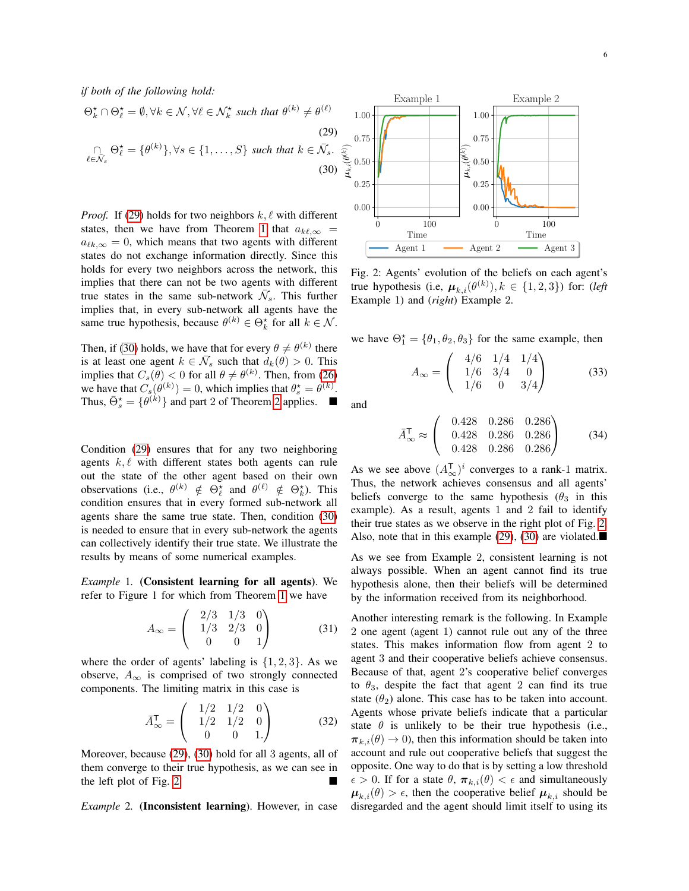*if both of the following hold:*

$$\Theta_k^\star \cap \Theta_\ell^\star = \emptyset, \forall k \in \mathcal{N}, \forall \ell \in \mathcal{N}_k^\star \text{ such that } \theta^{(k)} \neq \theta^{(\ell)} \tag{29}$$

$$\bigcap_{\ell \in \bar{\mathcal{N}}_s} \Theta_\ell^\star = \{\theta^{(k)}\}, \forall s \in \{1, \ldots, S\} \text{ such that } k \in \bar{\mathcal{N}}_s. \tag{30}$$

*Proof.* If (29) holds for two neighbors $k, \ell$ with different states, then we have from Theorem 1 that $a_{k\ell,\infty} = a_{\ell k,\infty} = 0$, which means that two agents with different states do not exchange information directly. Since this holds for every two neighbors across the network, this implies that there can not be two agents with different true states in the same sub-network $\bar{\mathcal{N}}_s$. This further implies that, in every sub-network all agents have the same true hypothesis, because $\theta^{(k)} \in \Theta_k^\star$ for all $k \in \mathcal{N}$.

Then, if (30) holds, we have that for every $\theta \neq \theta^{(k)}$ there is at least one agent $k \in \bar{\mathcal{N}}_s$ such that $d_k(\theta) > 0$. This implies that $C_s(\theta) < 0$ for all $\theta \neq \theta^{(k)}$. Then, from (26) we have that $C_s(\theta^{(k)}) = 0$, which implies that $\theta_s^\star = \theta^{(k)}$. Thus, $\bar{\Theta}_s^\star = \{\theta^{(k)}\}$ and part 2 of Theorem 2 applies. ■

Condition (29) ensures that for any two neighboring agents $k, \ell$ with different states both agents can rule out the state of the other agent based on their own observations (i.e., $\theta^{(k)} \notin \Theta_\ell^\star$ and $\theta^{(\ell)} \notin \Theta_k^\star$). This condition ensures that in every formed sub-network all agents share the same true state. Then, condition (30) is needed to ensure that in every sub-network the agents can collectively identify their true state. We illustrate the results by means of some numerical examples.

*Example* 1. **(Consistent learning for all agents)**. We refer to Figure 1 for which from Theorem 1 we have

$$A_\infty = \begin{pmatrix} 2/3 & 1/3 & 0 \\ 1/3 & 2/3 & 0 \\ 0 & 0 & 1 \end{pmatrix} \tag{31}$$

where the order of agents' labeling is $\{1, 2, 3\}$. As we observe, $A_\infty$ is comprised of two strongly connected components. The limiting matrix in this case is

$$\bar{A}_\infty^\mathsf{T} = \begin{pmatrix} 1/2 & 1/2 & 0 \\ 1/2 & 1/2 & 0 \\ 0 & 0 & 1. \end{pmatrix} \tag{32}$$

Moreover, because (29), (30) hold for all 3 agents, all of them converge to their true hypothesis, as we can see in the left plot of Fig. 2. ■

*Example* 2. **(Inconsistent learning)**. However, in case we have $\Theta_1^\star = \{\theta_1, \theta_2, \theta_3\}$ for the same example, then

$$A_\infty = \begin{pmatrix} 4/6 & 1/4 & 1/4 \\ 1/6 & 3/4 & 0 \\ 1/6 & 0 & 3/4 \end{pmatrix} \tag{33}$$

and

$$\bar{A}_\infty^\mathsf{T} \approx \begin{pmatrix} 0.428 & 0.286 & 0.286 \\ 0.428 & 0.286 & 0.286 \\ 0.428 & 0.286 & 0.286 \end{pmatrix} \tag{34}$$

As we see above $(A_\infty^\mathsf{T})^i$ converges to a rank-1 matrix. Thus, the network achieves consensus and all agents' beliefs converge to the same hypothesis ($\theta_3$ in this example). As a result, agents 1 and 2 fail to identify their true states as we observe in the right plot of Fig. 2. Also, note that in this example (29), (30) are violated. ■

Fig. 2: Agents' evolution of the beliefs on each agent's true hypothesis (i.e, $\boldsymbol{\mu}_{k,i}(\theta^{(k)}), k \in \{1, 2, 3\}$) for: (*left* Example 1) and (*right*) Example 2.

As we see from Example 2, consistent learning is not always possible. When an agent cannot find its true hypothesis alone, then their beliefs will be determined by the information received from its neighborhood.

Another interesting remark is the following. In Example 2 one agent (agent 1) cannot rule out any of the three states. This makes information flow from agent 2 to agent 3 and their cooperative beliefs achieve consensus. Because of that, agent 2's cooperative belief converges to $\theta_3$, despite the fact that agent 2 can find its true state ($\theta_2$) alone. This case has to be taken into account. Agents whose private beliefs indicate that a particular state $\theta$ is unlikely to be their true hypothesis (i.e., $\boldsymbol{\pi}_{k,i}(\theta) \to 0$), then this information should be taken into account and rule out cooperative beliefs that suggest the opposite. One way to do that is by setting a low threshold $\epsilon > 0$. If for a state $\theta$, $\boldsymbol{\pi}_{k,i}(\theta) < \epsilon$ and simultaneously $\boldsymbol{\mu}_{k,i}(\theta) > \epsilon$, then the cooperative belief $\boldsymbol{\mu}_{k,i}$ should be disregarded and the agent should limit itself to using its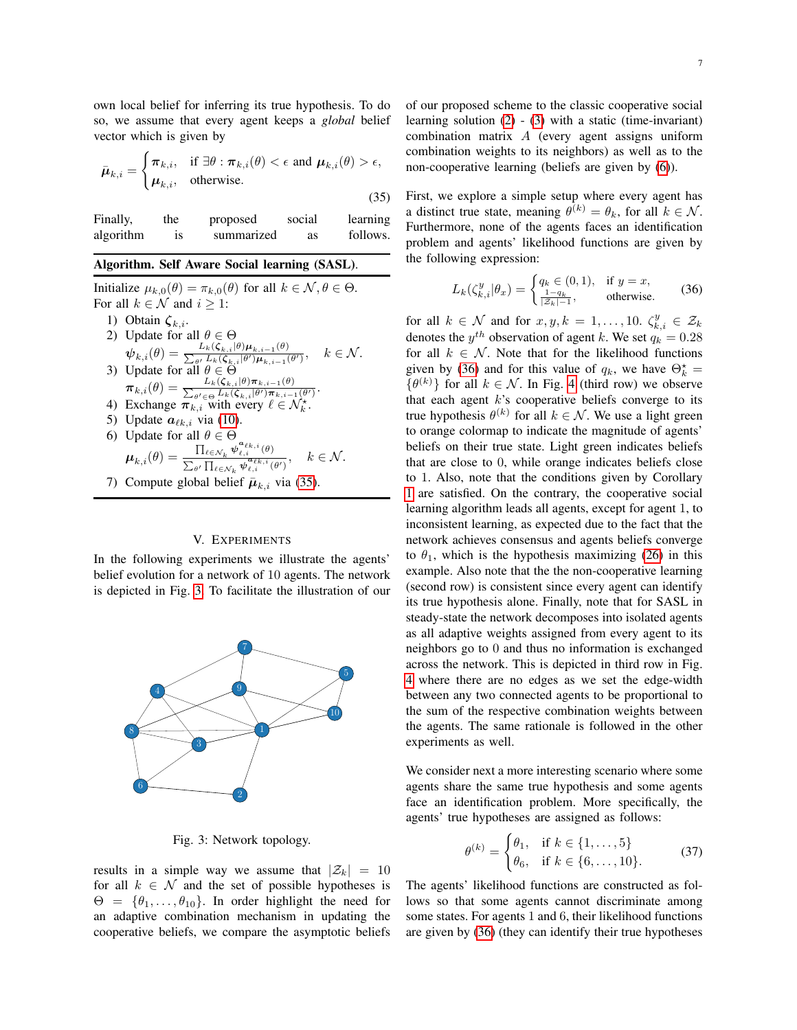own local belief for inferring its true hypothesis. To do so, we assume that every agent keeps a *global* belief vector which is given by

$$\bar{\boldsymbol{\mu}}_{k,i} = \begin{cases} \boldsymbol{\pi}_{k,i}, & \text{if } \exists \theta : \boldsymbol{\pi}_{k,i}(\theta) < \epsilon \text{ and } \boldsymbol{\mu}_{k,i}(\theta) > \epsilon, \\ \boldsymbol{\mu}_{k,i}, & \text{otherwise.} \end{cases} \tag{35}$$

Finally, the proposed social learning algorithm is summarized as follows.

**Algorithm. Self Aware Social learning (SASL).**

Initialize $\mu_{k,0}(\theta) = \pi_{k,0}(\theta)$ for all $k \in \mathcal{N}, \theta \in \Theta$.
For all $k \in \mathcal{N}$ and $i \geq 1$:

1. Obtain $\boldsymbol{\zeta}_{k,i}$.
2. Update for all $\theta \in \Theta$
   $\boldsymbol{\psi}_{k,i}(\theta) = \frac{L_k(\boldsymbol{\zeta}_{k,i}|\theta)\boldsymbol{\mu}_{k,i-1}(\theta)}{\sum_{\theta'} L_k(\boldsymbol{\zeta}_{k,i}|\theta')\boldsymbol{\mu}_{k,i-1}(\theta')}, \quad k \in \mathcal{N}.$
3. Update for all $\theta \in \Theta$
   $\boldsymbol{\pi}_{k,i}(\theta) = \frac{L_k(\boldsymbol{\zeta}_{k,i}|\theta)\boldsymbol{\pi}_{k,i-1}(\theta)}{\sum_{\theta' \in \Theta} L_k(\boldsymbol{\zeta}_{k,i}|\theta')\boldsymbol{\pi}_{k,i-1}(\theta')}.$
4. Exchange $\boldsymbol{\pi}_{k,i}$ with every $\ell \in \mathcal{N}_k^{\star}$.
5. Update $\boldsymbol{a}_{\ell k,i}$ via (10).
6. Update for all $\theta \in \Theta$
   $\boldsymbol{\mu}_{k,i}(\theta) = \frac{\prod_{\ell \in \mathcal{N}_k} \boldsymbol{\psi}_{\ell,i}^{\boldsymbol{a}_{\ell k,i}}(\theta)}{\sum_{\theta'} \prod_{\ell \in \mathcal{N}_k} \boldsymbol{\psi}_{\ell,i}^{\boldsymbol{a}_{\ell k,i}}(\theta')}, \quad k \in \mathcal{N}.$
7. Compute global belief $\bar{\boldsymbol{\mu}}_{k,i}$ via (35).

## V. Experiments

In the following experiments we illustrate the agents' belief evolution for a network of 10 agents. The network is depicted in Fig. 3. To facilitate the illustration of our results in a simple way we assume that $|\mathcal{Z}_k| = 10$ for all $k \in \mathcal{N}$ and the set of possible hypotheses is $\Theta = \{\theta_1, \dots, \theta_{10}\}$. In order highlight the need for an adaptive combination mechanism in updating the cooperative beliefs, we compare the asymptotic beliefs of our proposed scheme to the classic cooperative social learning solution (2) - (3) with a static (time-invariant) combination matrix $A$ (every agent assigns uniform combination weights to its neighbors) as well as to the non-cooperative learning (beliefs are given by (6)).

Fig. 3: Network topology.

First, we explore a simple setup where every agent has a distinct true state, meaning $\theta^{(k)} = \theta_k$, for all $k \in \mathcal{N}$. Furthermore, none of the agents faces an identification problem and agents' likelihood functions are given by the following expression:

$$L_k(\zeta_{k,i}^y|\theta_x) = \begin{cases} q_k \in (0,1), & \text{if } y = x, \\ \frac{1-q_k}{|\mathcal{Z}_k|-1}, & \text{otherwise.} \end{cases} \tag{36}$$

for all $k \in \mathcal{N}$ and for $x, y, k = 1, \dots, 10$. $\zeta_{k,i}^y \in \mathcal{Z}_k$ denotes the $y^{th}$ observation of agent $k$. We set $q_k = 0.28$ for all $k \in \mathcal{N}$. Note that for the likelihood functions given by (36) and for this value of $q_k$, we have $\Theta_k^{\star} = \{\theta^{(k)}\}$ for all $k \in \mathcal{N}$. In Fig. 4 (third row) we observe that each agent $k$'s cooperative beliefs converge to its true hypothesis $\theta^{(k)}$ for all $k \in \mathcal{N}$. We use a light green to orange colormap to indicate the magnitude of agents' beliefs on their true state. Light green indicates beliefs that are close to 0, while orange indicates beliefs close to 1. Also, note that the conditions given by Corollary 1 are satisfied. On the contrary, the cooperative social learning algorithm leads all agents, except for agent 1, to inconsistent learning, as expected due to the fact that the network achieves consensus and agents beliefs converge to $\theta_1$, which is the hypothesis maximizing (26) in this example. Also note that the the non-cooperative learning (second row) is consistent since every agent can identify its true hypothesis alone. Finally, note that for SASL in steady-state the network decomposes into isolated agents as all adaptive weights assigned from every agent to its neighbors go to 0 and thus no information is exchanged across the network. This is depicted in third row in Fig. 4 where there are no edges as we set the edge-width between any two connected agents to be proportional to the sum of the respective combination weights between the agents. The same rationale is followed in the other experiments as well.

We consider next a more interesting scenario where some agents share the same true hypothesis and some agents face an identification problem. More specifically, the agents' true hypotheses are assigned as follows:

$$\theta^{(k)} = \begin{cases} \theta_1, & \text{if } k \in \{1, \dots, 5\} \\ \theta_6, & \text{if } k \in \{6, \dots, 10\}. \end{cases} \tag{37}$$

The agents' likelihood functions are constructed as follows so that some agents cannot discriminate among some states. For agents 1 and 6, their likelihood functions are given by (36) (they can identify their true hypotheses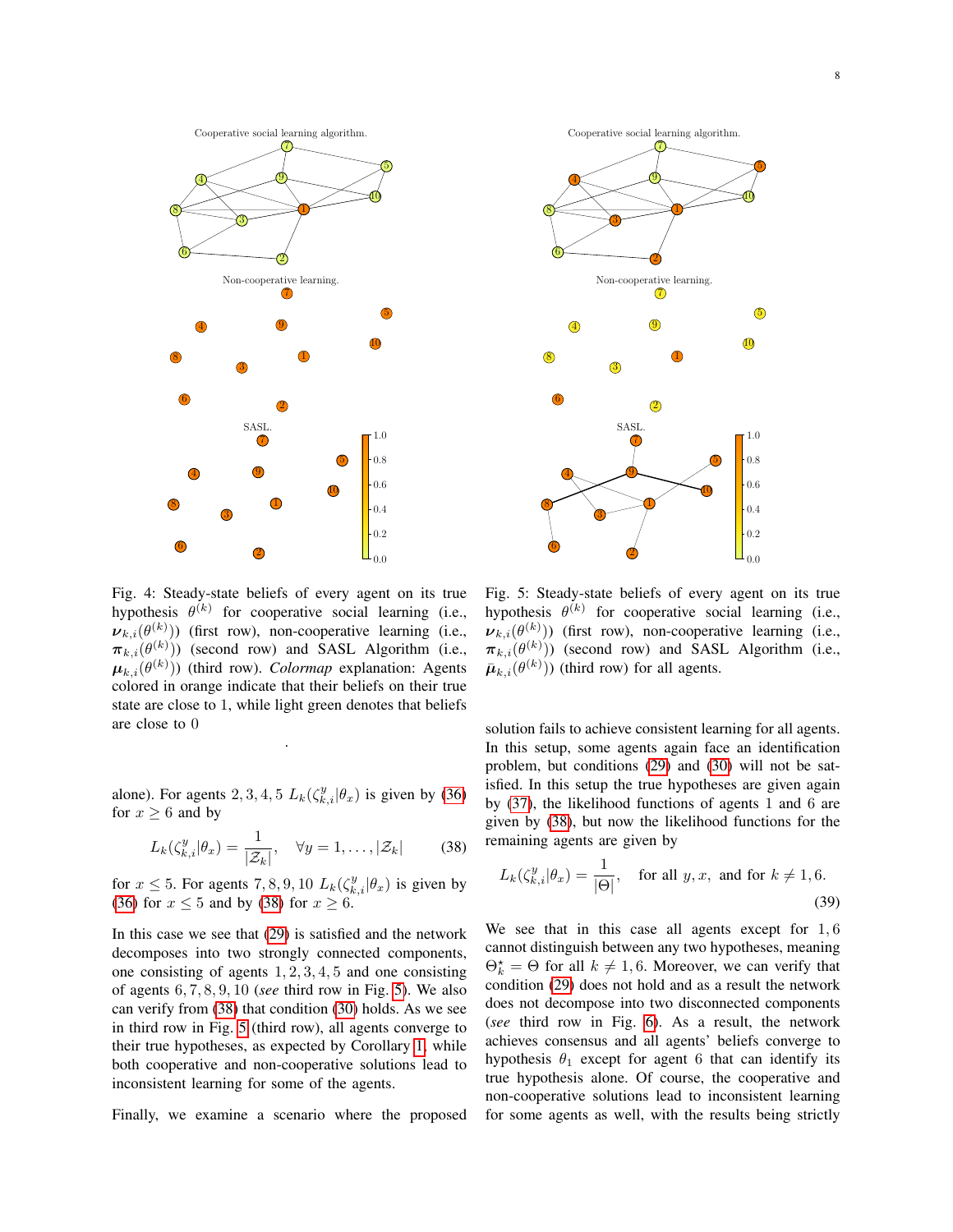Fig. 4: Steady-state beliefs of every agent on its true hypothesis $\theta^{(k)}$ for cooperative social learning (i.e., $\boldsymbol{\nu}_{k,i}(\theta^{(k)})$) (first row), non-cooperative learning (i.e., $\boldsymbol{\pi}_{k,i}(\theta^{(k)})$) (second row) and SASL Algorithm (i.e., $\boldsymbol{\mu}_{k,i}(\theta^{(k)})$) (third row). *Colormap* explanation: Agents colored in orange indicate that their beliefs on their true state are close to 1, while light green denotes that beliefs are close to 0

.

Fig. 5: Steady-state beliefs of every agent on its true hypothesis $\theta^{(k)}$ for cooperative social learning (i.e., $\boldsymbol{\nu}_{k,i}(\theta^{(k)})$) (first row), non-cooperative learning (i.e., $\boldsymbol{\pi}_{k,i}(\theta^{(k)})$) (second row) and SASL Algorithm (i.e., $\bar{\boldsymbol{\mu}}_{k,i}(\theta^{(k)})$) (third row) for all agents.

alone). For agents $2, 3, 4, 5$ $L_k(\zeta^y_{k,i}|\theta_x)$ is given by (36) for $x \geq 6$ and by

$$L_k(\zeta^y_{k,i}|\theta_x) = \frac{1}{|\mathcal{Z}_k|}, \quad \forall y = 1, \ldots, |\mathcal{Z}_k| \tag{38}$$

for $x \leq 5$. For agents $7, 8, 9, 10$ $L_k(\zeta^y_{k,i}|\theta_x)$ is given by (36) for $x \leq 5$ and by (38) for $x \geq 6$.

In this case we see that (29) is satisfied and the network decomposes into two strongly connected components, one consisting of agents $1, 2, 3, 4, 5$ and one consisting of agents $6, 7, 8, 9, 10$ (*see* third row in Fig. 5). We also can verify from (38) that condition (30) holds. As we see in third row in Fig. 5 (third row), all agents converge to their true hypotheses, as expected by Corollary 1, while both cooperative and non-cooperative solutions lead to inconsistent learning for some of the agents.

Finally, we examine a scenario where the proposed solution fails to achieve consistent learning for all agents. In this setup, some agents again face an identification problem, but conditions (29) and (30) will not be satisfied. In this setup the true hypotheses are given again by (37), the likelihood functions of agents 1 and 6 are given by (38), but now the likelihood functions for the remaining agents are given by

$$L_k(\zeta^y_{k,i}|\theta_x) = \frac{1}{|\Theta|}, \quad \text{for all } y, x, \text{ and for } k \neq 1, 6. \tag{39}$$

We see that in this case all agents except for $1, 6$ cannot distinguish between any two hypotheses, meaning $\Theta^\star_k = \Theta$ for all $k \neq 1, 6$. Moreover, we can verify that condition (29) does not hold and as a result the network does not decompose into two disconnected components (*see* third row in Fig. 6). As a result, the network achieves consensus and all agents' beliefs converge to hypothesis $\theta_1$ except for agent 6 that can identify its true hypothesis alone. Of course, the cooperative and non-cooperative solutions lead to inconsistent learning for some agents as well, with the results being strictly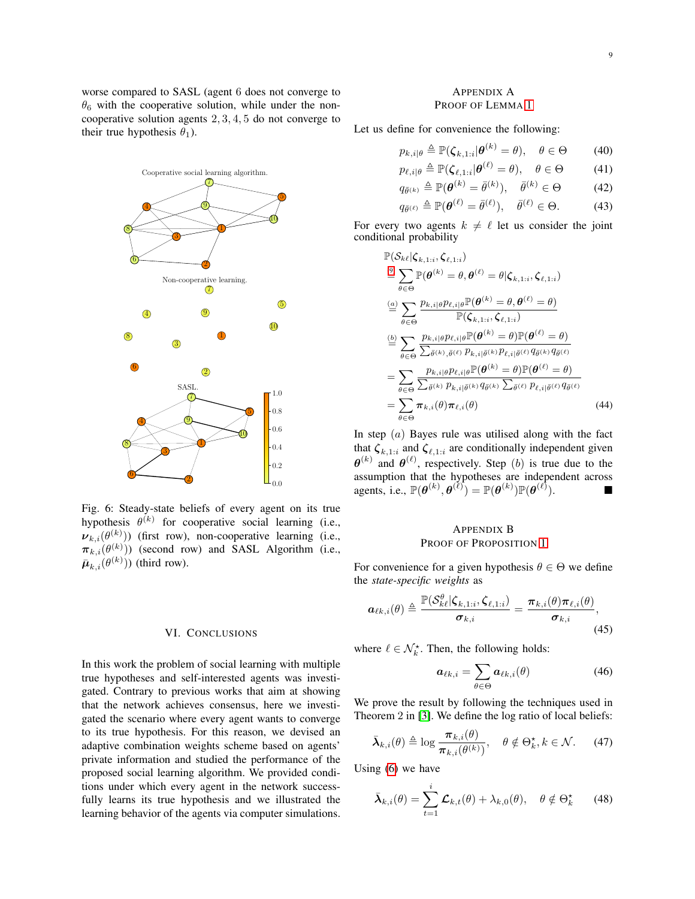worse compared to SASL (agent 6 does not converge to $\theta_6$ with the cooperative solution, while under the non-cooperative solution agents 2, 3, 4, 5 do not converge to their true hypothesis $\theta_1$).

Fig. 6: Steady-state beliefs of every agent on its true hypothesis $\theta^{(k)}$ for cooperative social learning (i.e., $\boldsymbol{\nu}_{k,i}(\theta^{(k)})$) (first row), non-cooperative learning (i.e., $\boldsymbol{\pi}_{k,i}(\theta^{(k)})$) (second row) and SASL Algorithm (i.e., $\bar{\boldsymbol{\mu}}_{k,i}(\theta^{(k)})$) (third row).

## VI. Conclusions

In this work the problem of social learning with multiple true hypotheses and self-interested agents was investigated. Contrary to previous works that aim at showing that the network achieves consensus, here we investigated the scenario where every agent wants to converge to its true hypothesis. For this reason, we devised an adaptive combination weights scheme based on agents' private information and studied the performance of the proposed social learning algorithm. We provided conditions under which every agent in the network successfully learns its true hypothesis and we illustrated the learning behavior of the agents via computer simulations.

## Appendix A
## Proof of Lemma 1

Let us define for convenience the following:

$$p_{k,i|\theta} \triangleq \mathbb{P}(\boldsymbol{\zeta}_{k,1:i}|\boldsymbol{\theta}^{(k)} = \theta), \quad \theta \in \Theta \tag{40}$$

$$p_{\ell,i|\theta} \triangleq \mathbb{P}(\boldsymbol{\zeta}_{\ell,1:i}|\boldsymbol{\theta}^{(\ell)} = \theta), \quad \theta \in \Theta \tag{41}$$

$$q_{\bar{\theta}^{(k)}} \triangleq \mathbb{P}(\boldsymbol{\theta}^{(k)} = \bar{\theta}^{(k)}), \quad \bar{\theta}^{(k)} \in \Theta \tag{42}$$

$$q_{\bar{\theta}^{(\ell)}} \triangleq \mathbb{P}(\boldsymbol{\theta}^{(\ell)} = \bar{\theta}^{(\ell)}), \quad \bar{\theta}^{(\ell)} \in \Theta. \tag{43}$$

For every two agents $k \neq \ell$ let us consider the joint conditional probability

$$\begin{aligned}
&\mathbb{P}(\mathcal{S}_{k\ell}|\boldsymbol{\zeta}_{k,1:i}, \boldsymbol{\zeta}_{\ell,1:i}) \\
&\overset{(9)}{=} \sum_{\theta \in \Theta} \mathbb{P}(\boldsymbol{\theta}^{(k)} = \theta, \boldsymbol{\theta}^{(\ell)} = \theta | \boldsymbol{\zeta}_{k,1:i}, \boldsymbol{\zeta}_{\ell,1:i}) \\
&\overset{(a)}{=} \sum_{\theta \in \Theta} \frac{p_{k,i|\theta} p_{\ell,i|\theta} \mathbb{P}(\boldsymbol{\theta}^{(k)} = \theta, \boldsymbol{\theta}^{(\ell)} = \theta)}{\mathbb{P}(\boldsymbol{\zeta}_{k,1:i}, \boldsymbol{\zeta}_{\ell,1:i})} \\
&\overset{(b)}{=} \sum_{\theta \in \Theta} \frac{p_{k,i|\theta} p_{\ell,i|\theta} \mathbb{P}(\boldsymbol{\theta}^{(k)} = \theta) \mathbb{P}(\boldsymbol{\theta}^{(\ell)} = \theta)}{\sum_{\bar{\theta}^{(k)}, \bar{\theta}^{(\ell)}} p_{k,i|\bar{\theta}^{(k)}} p_{\ell,i|\bar{\theta}^{(\ell)}} q_{\bar{\theta}^{(k)}} q_{\bar{\theta}^{(\ell)}}} \\
&= \sum_{\theta \in \Theta} \frac{p_{k,i|\theta} p_{\ell,i|\theta} \mathbb{P}(\boldsymbol{\theta}^{(k)} = \theta) \mathbb{P}(\boldsymbol{\theta}^{(\ell)} = \theta)}{\sum_{\bar{\theta}^{(k)}} p_{k,i|\bar{\theta}^{(k)}} q_{\bar{\theta}^{(k)}} \sum_{\bar{\theta}^{(\ell)}} p_{\ell,i|\bar{\theta}^{(\ell)}} q_{\bar{\theta}^{(\ell)}}} \\
&= \sum_{\theta \in \Theta} \boldsymbol{\pi}_{k,i}(\theta) \boldsymbol{\pi}_{\ell,i}(\theta)
\end{aligned} \tag{44}$$

In step $(a)$ Bayes rule was utilised along with the fact that $\boldsymbol{\zeta}_{k,1:i}$ and $\boldsymbol{\zeta}_{\ell,1:i}$ are conditionally independent given $\boldsymbol{\theta}^{(k)}$ and $\boldsymbol{\theta}^{(\ell)}$, respectively. Step $(b)$ is true due to the assumption that the hypotheses are independent across agents, i.e., $\mathbb{P}(\boldsymbol{\theta}^{(k)}, \boldsymbol{\theta}^{(\ell)}) = \mathbb{P}(\boldsymbol{\theta}^{(k)})\mathbb{P}(\boldsymbol{\theta}^{(\ell)})$. ■

## Appendix B
## Proof of Proposition 1

For convenience for a given hypothesis $\theta \in \Theta$ we define the *state-specific weights* as

$$\boldsymbol{a}_{\ell k,i}(\theta) \triangleq \frac{\mathbb{P}(\mathcal{S}^{\theta}_{k\ell}|\boldsymbol{\zeta}_{k,1:i}, \boldsymbol{\zeta}_{\ell,1:i})}{\boldsymbol{\sigma}_{k,i}} = \frac{\boldsymbol{\pi}_{k,i}(\theta)\boldsymbol{\pi}_{\ell,i}(\theta)}{\boldsymbol{\sigma}_{k,i}}, \tag{45}$$

where $\ell \in \mathcal{N}^{\star}_k$. Then, the following holds:

$$\boldsymbol{a}_{\ell k,i} = \sum_{\theta \in \Theta} \boldsymbol{a}_{\ell k,i}(\theta) \tag{46}$$

We prove the result by following the techniques used in Theorem 2 in [3]. We define the log ratio of local beliefs:

$$\bar{\boldsymbol{\lambda}}_{k,i}(\theta) \triangleq \log \frac{\boldsymbol{\pi}_{k,i}(\theta)}{\boldsymbol{\pi}_{k,i}(\theta^{(k)})}, \quad \theta \notin \Theta^{\star}_k, k \in \mathcal{N}. \tag{47}$$

Using (6) we have

$$\bar{\boldsymbol{\lambda}}_{k,i}(\theta) = \sum_{t=1}^{i} \boldsymbol{\mathcal{L}}_{k,t}(\theta) + \lambda_{k,0}(\theta), \quad \theta \notin \Theta^{\star}_k \tag{48}$$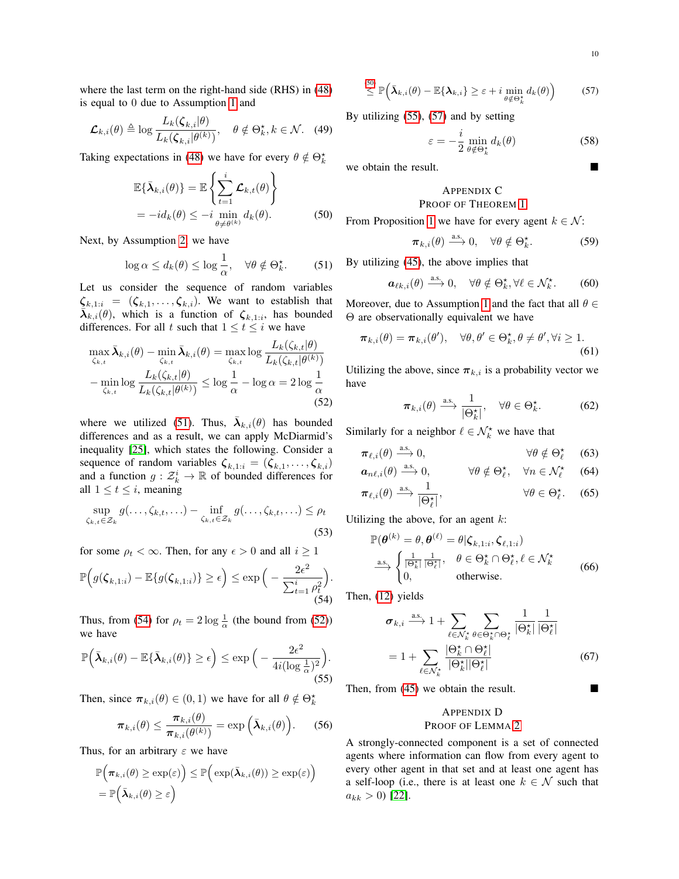where the last term on the right-hand side (RHS) in (48) is equal to 0 due to Assumption 1 and

$$\boldsymbol{\mathcal{L}}_{k,i}(\theta) \triangleq \log \frac{L_k(\boldsymbol{\zeta}_{k,i}|\theta)}{L_k(\boldsymbol{\zeta}_{k,i}|\theta^{(k)})}, \quad \theta \notin \Theta_k^\star, k \in \mathcal{N}. \tag{49}$$

Taking expectations in (48) we have for every $\theta \notin \Theta_k^\star$

$$\begin{aligned}\mathbb{E}\{\bar{\boldsymbol{\lambda}}_{k,i}(\theta)\} &= \mathbb{E}\left\{\sum_{t=1}^{i} \boldsymbol{\mathcal{L}}_{k,t}(\theta)\right\} \\ &= -i d_k(\theta) \le -i \min_{\theta \neq \theta^{(k)}} d_k(\theta).\end{aligned} \tag{50}$$

Next, by Assumption 2, we have

$$\log \alpha \le d_k(\theta) \le \log \frac{1}{\alpha}, \quad \forall \theta \notin \Theta_k^\star. \tag{51}$$

Let us consider the sequence of random variables $\boldsymbol{\zeta}_{k,1:i} = (\boldsymbol{\zeta}_{k,1}, \dots, \boldsymbol{\zeta}_{k,i})$. We want to establish that $\bar{\boldsymbol{\lambda}}_{k,i}(\theta)$, which is a function of $\boldsymbol{\zeta}_{k,1:i}$, has bounded differences. For all $t$ such that $1 \le t \le i$ we have

$$\begin{aligned}\max_{\zeta_{k,t}} \bar{\boldsymbol{\lambda}}_{k,i}(\theta) - \min_{\zeta_{k,t}} \bar{\boldsymbol{\lambda}}_{k,i}(\theta) &= \max_{\zeta_{k,t}} \log \frac{L_k(\zeta_{k,t}|\theta)}{L_k(\zeta_{k,t}|\theta^{(k)})} \\ - \min_{\zeta_{k,t}} \log \frac{L_k(\zeta_{k,t}|\theta)}{L_k(\zeta_{k,t}|\theta^{(k)})} &\le \log \frac{1}{\alpha} - \log \alpha = 2 \log \frac{1}{\alpha}\end{aligned} \tag{52}$$

where we utilized (51). Thus, $\bar{\boldsymbol{\lambda}}_{k,i}(\theta)$ has bounded differences and as a result, we can apply McDiarmid's inequality [25], which states the following. Consider a sequence of random variables $\boldsymbol{\zeta}_{k,1:i} = (\boldsymbol{\zeta}_{k,1}, \dots, \boldsymbol{\zeta}_{k,i})$ and a function $g : \mathcal{Z}_k^i \to \mathbb{R}$ of bounded differences for all $1 \le t \le i$, meaning

$$\sup_{\zeta_{k,t} \in \mathcal{Z}_k} g(\dots, \zeta_{k,t}, \dots) - \inf_{\zeta_{k,t} \in \mathcal{Z}_k} g(\dots, \zeta_{k,t}, \dots) \le \rho_t \tag{53}$$

for some $\rho_t < \infty$. Then, for any $\epsilon > 0$ and all $i \ge 1$

$$\mathbb{P}\Big(g(\boldsymbol{\zeta}_{k,1:i}) - \mathbb{E}\{g(\boldsymbol{\zeta}_{k,1:i})\} \ge \epsilon\Big) \le \exp\Big(-\frac{2\epsilon^2}{\sum_{t=1}^{i} \rho_t^2}\Big). \tag{54}$$

Thus, from (54) for $\rho_t = 2\log\frac{1}{\alpha}$ (the bound from (52)) we have

$$\mathbb{P}\Big(\bar{\boldsymbol{\lambda}}_{k,i}(\theta) - \mathbb{E}\{\bar{\boldsymbol{\lambda}}_{k,i}(\theta)\} \ge \epsilon\Big) \le \exp\Big(-\frac{2\epsilon^2}{4i(\log\frac{1}{\alpha})^2}\Big). \tag{55}$$

Then, since $\boldsymbol{\pi}_{k,i}(\theta) \in (0,1)$ we have for all $\theta \notin \Theta_k^\star$

$$\boldsymbol{\pi}_{k,i}(\theta) \le \frac{\boldsymbol{\pi}_{k,i}(\theta)}{\boldsymbol{\pi}_{k,i}(\theta^{(k)})} = \exp\Big(\bar{\boldsymbol{\lambda}}_{k,i}(\theta)\Big). \tag{56}$$

Thus, for an arbitrary $\varepsilon$ we have

$$\begin{aligned}\mathbb{P}\Big(\boldsymbol{\pi}_{k,i}(\theta) \ge \exp(\varepsilon)\Big) &\le \mathbb{P}\Big(\exp(\bar{\boldsymbol{\lambda}}_{k,i}(\theta)) \ge \exp(\varepsilon)\Big) \\ &= \mathbb{P}\Big(\bar{\boldsymbol{\lambda}}_{k,i}(\theta) \ge \varepsilon\Big) \\ &\overset{(50)}{\le} \mathbb{P}\Big(\bar{\boldsymbol{\lambda}}_{k,i}(\theta) - \mathbb{E}\{\boldsymbol{\lambda}_{k,i}\} \ge \varepsilon + i \min_{\theta \notin \Theta_k^\star} d_k(\theta)\Big)\end{aligned} \tag{57}$$

By utilizing (55), (57) and by setting

$$\varepsilon = -\frac{i}{2} \min_{\theta \notin \Theta_k^\star} d_k(\theta) \tag{58}$$

we obtain the result. ■

## Appendix C
## Proof of Theorem 1

From Proposition 1 we have for every agent $k \in \mathcal{N}$:

$$\boldsymbol{\pi}_{k,i}(\theta) \xrightarrow{\text{a.s.}} 0, \quad \forall \theta \notin \Theta_k^\star. \tag{59}$$

By utilizing (45), the above implies that

$$\boldsymbol{a}_{\ell k,i}(\theta) \xrightarrow{\text{a.s.}} 0, \quad \forall \theta \notin \Theta_k^\star, \forall \ell \in \mathcal{N}_k^\star. \tag{60}$$

Moreover, due to Assumption 1 and the fact that all $\theta \in \Theta$ are observationally equivalent we have

$$\boldsymbol{\pi}_{k,i}(\theta) = \boldsymbol{\pi}_{k,i}(\theta'), \quad \forall \theta, \theta' \in \Theta_k^\star, \theta \neq \theta', \forall i \ge 1. \tag{61}$$

Utilizing the above, since $\boldsymbol{\pi}_{k,i}$ is a probability vector we have

$$\boldsymbol{\pi}_{k,i}(\theta) \xrightarrow{\text{a.s.}} \frac{1}{|\Theta_k^\star|}, \quad \forall \theta \in \Theta_k^\star. \tag{62}$$

Similarly for a neighbor $\ell \in \mathcal{N}_k^\star$ we have that

$$\begin{aligned}\boldsymbol{\pi}_{\ell,i}(\theta) &\xrightarrow{\text{a.s.}} 0, & \forall \theta \notin \Theta_\ell^\star \quad &(63)\\ \boldsymbol{a}_{n\ell,i}(\theta) &\xrightarrow{\text{a.s.}} 0, & \forall \theta \notin \Theta_\ell^\star, \quad \forall n \in \mathcal{N}_\ell^\star \quad &(64)\\ \boldsymbol{\pi}_{\ell,i}(\theta) &\xrightarrow{\text{a.s.}} \frac{1}{|\Theta_\ell^\star|}, & \forall \theta \in \Theta_\ell^\star. \quad &(65)\end{aligned}$$

Utilizing the above, for an agent $k$:

$$\begin{aligned}&\mathbb{P}(\boldsymbol{\theta}^{(k)} = \theta, \boldsymbol{\theta}^{(\ell)} = \theta | \boldsymbol{\zeta}_{k,1:i}, \boldsymbol{\zeta}_{\ell,1:i}) \\ &\xrightarrow{\text{a.s.}} \begin{cases} \frac{1}{|\Theta_k^\star|}\frac{1}{|\Theta_\ell^\star|}, & \theta \in \Theta_k^\star \cap \Theta_\ell^\star, \ell \in \mathcal{N}_k^\star \\ 0, & \text{otherwise.}\end{cases}\end{aligned} \tag{66}$$

Then, (12) yields

$$\begin{aligned}\boldsymbol{\sigma}_{k,i} &\xrightarrow{\text{a.s.}} 1 + \sum_{\ell \in \mathcal{N}_k^\star} \sum_{\theta \in \Theta_k^\star \cap \Theta_\ell^\star} \frac{1}{|\Theta_k^\star|}\frac{1}{|\Theta_\ell^\star|} \\ &= 1 + \sum_{\ell \in \mathcal{N}_k^\star} \frac{|\Theta_k^\star \cap \Theta_\ell^\star|}{|\Theta_k^\star||\Theta_\ell^\star|}\end{aligned} \tag{67}$$

Then, from (45) we obtain the result. ■

## Appendix D
## Proof of Lemma 2

A strongly-connected component is a set of connected agents where information can flow from every agent to every other agent in that set and at least one agent has a self-loop (i.e., there is at least one $k \in \mathcal{N}$ such that $a_{kk} > 0$) [22].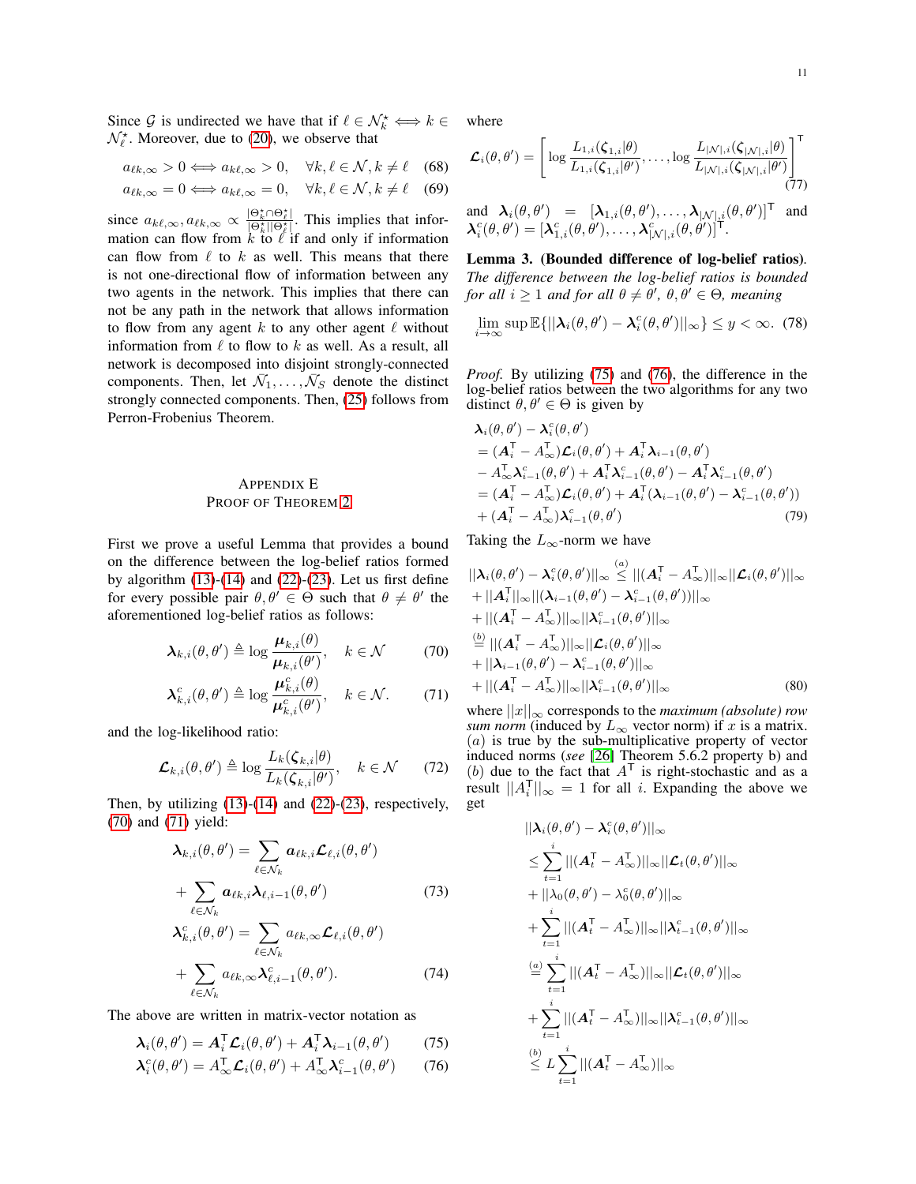Since $\mathcal{G}$ is undirected we have that if $\ell \in \mathcal{N}_k^\star \iff k \in \mathcal{N}_\ell^\star$. Moreover, due to (20), we observe that

$$a_{\ell k,\infty} > 0 \iff a_{k\ell,\infty} > 0, \quad \forall k, \ell \in \mathcal{N}, k \neq \ell \tag{68}$$

$$a_{\ell k,\infty} = 0 \iff a_{k\ell,\infty} = 0, \quad \forall k, \ell \in \mathcal{N}, k \neq \ell \tag{69}$$

since $a_{k\ell,\infty}, a_{\ell k,\infty} \propto \frac{|\Theta_k^\star \cap \Theta_\ell^\star|}{|\Theta_k^\star||\Theta_\ell^\star|}$. This implies that information can flow from $k$ to $\ell$ if and only if information can flow from $\ell$ to $k$ as well. This means that there is not one-directional flow of information between any two agents in the network. This implies that there can not be any path in the network that allows information to flow from any agent $k$ to any other agent $\ell$ without information from $\ell$ to flow to $k$ as well. As a result, all network is decomposed into disjoint strongly-connected components. Then, let $\bar{\mathcal{N}}_1, \ldots, \bar{\mathcal{N}}_S$ denote the distinct strongly connected components. Then, (25) follows from Perron-Frobenius Theorem.

## Appendix E
## Proof of Theorem 2

First we prove a useful Lemma that provides a bound on the difference between the log-belief ratios formed by algorithm (13)-(14) and (22)-(23). Let us first define for every possible pair $\theta, \theta' \in \Theta$ such that $\theta \neq \theta'$ the aforementioned log-belief ratios as follows:

$$\boldsymbol{\lambda}_{k,i}(\theta, \theta') \triangleq \log \frac{\boldsymbol{\mu}_{k,i}(\theta)}{\boldsymbol{\mu}_{k,i}(\theta')}, \quad k \in \mathcal{N} \tag{70}$$

$$\boldsymbol{\lambda}^c_{k,i}(\theta, \theta') \triangleq \log \frac{\boldsymbol{\mu}^c_{k,i}(\theta)}{\boldsymbol{\mu}^c_{k,i}(\theta')}, \quad k \in \mathcal{N}. \tag{71}$$

and the log-likelihood ratio:

$$\boldsymbol{\mathcal{L}}_{k,i}(\theta, \theta') \triangleq \log \frac{L_k(\boldsymbol{\zeta}_{k,i}|\theta)}{L_k(\boldsymbol{\zeta}_{k,i}|\theta')}, \quad k \in \mathcal{N} \tag{72}$$

Then, by utilizing (13)-(14) and (22)-(23), respectively, (70) and (71) yield:

$$\boldsymbol{\lambda}_{k,i}(\theta, \theta') = \sum_{\ell \in \mathcal{N}_k} \boldsymbol{a}_{\ell k,i} \boldsymbol{\mathcal{L}}_{\ell,i}(\theta, \theta') + \sum_{\ell \in \mathcal{N}_k} \boldsymbol{a}_{\ell k,i} \boldsymbol{\lambda}_{\ell,i-1}(\theta, \theta') \tag{73}$$

$$\boldsymbol{\lambda}^c_{k,i}(\theta, \theta') = \sum_{\ell \in \mathcal{N}_k} a_{\ell k,\infty} \boldsymbol{\mathcal{L}}_{\ell,i}(\theta, \theta') + \sum_{\ell \in \mathcal{N}_k} a_{\ell k,\infty} \boldsymbol{\lambda}^c_{\ell,i-1}(\theta, \theta'). \tag{74}$$

The above are written in matrix-vector notation as

$$\boldsymbol{\lambda}_i(\theta, \theta') = \boldsymbol{A}_i^\mathsf{T} \boldsymbol{\mathcal{L}}_i(\theta, \theta') + \boldsymbol{A}_i^\mathsf{T} \boldsymbol{\lambda}_{i-1}(\theta, \theta') \tag{75}$$

$$\boldsymbol{\lambda}^c_i(\theta, \theta') = A_\infty^\mathsf{T} \boldsymbol{\mathcal{L}}_i(\theta, \theta') + A_\infty^\mathsf{T} \boldsymbol{\lambda}^c_{i-1}(\theta, \theta') \tag{76}$$

where

$$\boldsymbol{\mathcal{L}}_i(\theta, \theta') = \left[ \log \frac{L_{1,i}(\boldsymbol{\zeta}_{1,i}|\theta)}{L_{1,i}(\boldsymbol{\zeta}_{1,i}|\theta')}, \ldots, \log \frac{L_{|\mathcal{N}|,i}(\boldsymbol{\zeta}_{|\mathcal{N}|,i}|\theta)}{L_{|\mathcal{N}|,i}(\boldsymbol{\zeta}_{|\mathcal{N}|,i}|\theta')} \right]^\mathsf{T} \tag{77}$$

and $\boldsymbol{\lambda}_i(\theta, \theta') = [\boldsymbol{\lambda}_{1,i}(\theta, \theta'), \ldots, \boldsymbol{\lambda}_{|\mathcal{N}|,i}(\theta, \theta')]^\mathsf{T}$ and $\boldsymbol{\lambda}^c_i(\theta, \theta') = [\boldsymbol{\lambda}^c_{1,i}(\theta, \theta'), \ldots, \boldsymbol{\lambda}^c_{|\mathcal{N}|,i}(\theta, \theta')]^\mathsf{T}$.

**Lemma 3. (Bounded difference of log-belief ratios).** *The difference between the log-belief ratios is bounded for all $i \geq 1$ and for all $\theta \neq \theta'$, $\theta, \theta' \in \Theta$, meaning*

$$\lim_{i \to \infty} \sup \mathbb{E}\{||\boldsymbol{\lambda}_i(\theta, \theta') - \boldsymbol{\lambda}^c_i(\theta, \theta')||_\infty\} \leq y < \infty. \tag{78}$$

*Proof.* By utilizing (75) and (76), the difference in the log-belief ratios between the two algorithms for any two distinct $\theta, \theta' \in \Theta$ is given by

$$\begin{aligned}
&\boldsymbol{\lambda}_i(\theta, \theta') - \boldsymbol{\lambda}^c_i(\theta, \theta') \\
&= (\boldsymbol{A}_i^\mathsf{T} - A_\infty^\mathsf{T}) \boldsymbol{\mathcal{L}}_i(\theta, \theta') + \boldsymbol{A}_i^\mathsf{T} \boldsymbol{\lambda}_{i-1}(\theta, \theta') \\
&- A_\infty^\mathsf{T} \boldsymbol{\lambda}^c_{i-1}(\theta, \theta') + \boldsymbol{A}_i^\mathsf{T} \boldsymbol{\lambda}^c_{i-1}(\theta, \theta') - \boldsymbol{A}_i^\mathsf{T} \boldsymbol{\lambda}^c_{i-1}(\theta, \theta') \\
&= (\boldsymbol{A}_i^\mathsf{T} - A_\infty^\mathsf{T}) \boldsymbol{\mathcal{L}}_i(\theta, \theta') + \boldsymbol{A}_i^\mathsf{T} (\boldsymbol{\lambda}_{i-1}(\theta, \theta') - \boldsymbol{\lambda}^c_{i-1}(\theta, \theta')) \\
&+ (\boldsymbol{A}_i^\mathsf{T} - A_\infty^\mathsf{T}) \boldsymbol{\lambda}^c_{i-1}(\theta, \theta')
\end{aligned} \tag{79}$$

Taking the $L_\infty$-norm we have

$$\begin{aligned}
&||\boldsymbol{\lambda}_i(\theta, \theta') - \boldsymbol{\lambda}^c_i(\theta, \theta')||_\infty \overset{(a)}{\leq} ||(\boldsymbol{A}_i^\mathsf{T} - A_\infty^\mathsf{T})||_\infty ||\boldsymbol{\mathcal{L}}_i(\theta, \theta')||_\infty \\
&+ ||\boldsymbol{A}_i^\mathsf{T}||_\infty ||(\boldsymbol{\lambda}_{i-1}(\theta, \theta') - \boldsymbol{\lambda}^c_{i-1}(\theta, \theta'))||_\infty \\
&+ ||(\boldsymbol{A}_i^\mathsf{T} - A_\infty^\mathsf{T})||_\infty ||\boldsymbol{\lambda}^c_{i-1}(\theta, \theta')||_\infty \\
&\overset{(b)}{=} ||(\boldsymbol{A}_i^\mathsf{T} - A_\infty^\mathsf{T})||_\infty ||\boldsymbol{\mathcal{L}}_i(\theta, \theta')||_\infty \\
&+ ||\boldsymbol{\lambda}_{i-1}(\theta, \theta') - \boldsymbol{\lambda}^c_{i-1}(\theta, \theta')||_\infty \\
&+ ||(\boldsymbol{A}_i^\mathsf{T} - A_\infty^\mathsf{T})||_\infty ||\boldsymbol{\lambda}^c_{i-1}(\theta, \theta')||_\infty
\end{aligned} \tag{80}$$

where $||x||_\infty$ corresponds to the *maximum (absolute) row sum norm* (induced by $L_\infty$ vector norm) if $x$ is a matrix. $(a)$ is true by the sub-multiplicative property of vector induced norms (*see* [26] Theorem 5.6.2 property b) and $(b)$ due to the fact that $A^\mathsf{T}$ is right-stochastic and as a result $||A_i^\mathsf{T}||_\infty = 1$ for all $i$. Expanding the above we get

$$\begin{aligned}
&||\boldsymbol{\lambda}_i(\theta, \theta') - \boldsymbol{\lambda}^c_i(\theta, \theta')||_\infty \\
&\leq \sum_{t=1}^{i} ||(\boldsymbol{A}_t^\mathsf{T} - A_\infty^\mathsf{T})||_\infty ||\boldsymbol{\mathcal{L}}_t(\theta, \theta')||_\infty \\
&+ ||\lambda_0(\theta, \theta') - \lambda^c_0(\theta, \theta')||_\infty \\
&+ \sum_{t=1}^{i} ||(\boldsymbol{A}_t^\mathsf{T} - A_\infty^\mathsf{T})||_\infty ||\boldsymbol{\lambda}^c_{t-1}(\theta, \theta')||_\infty \\
&\overset{(a)}{=} \sum_{t=1}^{i} ||(\boldsymbol{A}_t^\mathsf{T} - A_\infty^\mathsf{T})||_\infty ||\boldsymbol{\mathcal{L}}_t(\theta, \theta')||_\infty \\
&+ \sum_{t=1}^{i} ||(\boldsymbol{A}_t^\mathsf{T} - A_\infty^\mathsf{T})||_\infty ||\boldsymbol{\lambda}^c_{t-1}(\theta, \theta')||_\infty \\
&\overset{(b)}{\leq} L \sum_{t=1}^{i} ||(\boldsymbol{A}_t^\mathsf{T} - A_\infty^\mathsf{T})||_\infty
\end{aligned}$$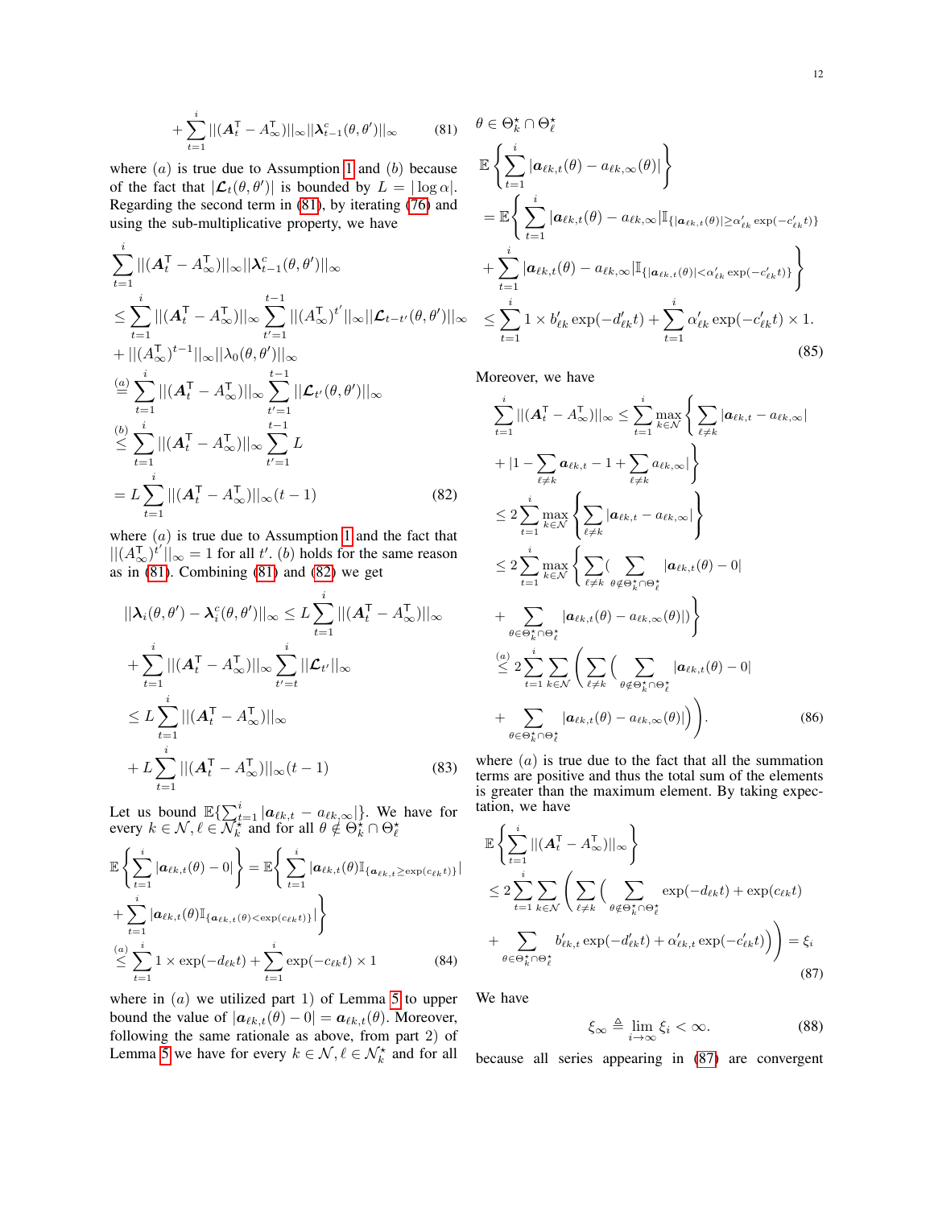$$+\sum_{t=1}^{i}||(\boldsymbol{A}_t^{\mathsf{T}} - A_\infty^{\mathsf{T}})||_\infty ||\boldsymbol{\lambda}_{t-1}^c(\theta,\theta')||_\infty \tag{81}$$

where $(a)$ is true due to Assumption 1 and $(b)$ because of the fact that $|\boldsymbol{\mathcal{L}}_t(\theta,\theta')|$ is bounded by $L = |\log \alpha|$. Regarding the second term in (81), by iterating (76) and using the sub-multiplicative property, we have

$$\begin{aligned}
&\sum_{t=1}^{i}||(\boldsymbol{A}_t^{\mathsf{T}} - A_\infty^{\mathsf{T}})||_\infty ||\boldsymbol{\lambda}_{t-1}^c(\theta,\theta')||_\infty \\
&\leq \sum_{t=1}^{i}||(\boldsymbol{A}_t^{\mathsf{T}} - A_\infty^{\mathsf{T}})||_\infty \sum_{t'=1}^{t-1}||(A_\infty^{\mathsf{T}})^{t'}||_\infty ||\boldsymbol{\mathcal{L}}_{t-t'}(\theta,\theta')||_\infty \\
&+ ||(A_\infty^{\mathsf{T}})^{t-1}||_\infty ||\lambda_0(\theta,\theta')||_\infty \\
&\overset{(a)}{=} \sum_{t=1}^{i}||(\boldsymbol{A}_t^{\mathsf{T}} - A_\infty^{\mathsf{T}})||_\infty \sum_{t'=1}^{t-1}||\boldsymbol{\mathcal{L}}_{t'}(\theta,\theta')||_\infty \\
&\overset{(b)}{\leq} \sum_{t=1}^{i}||(\boldsymbol{A}_t^{\mathsf{T}} - A_\infty^{\mathsf{T}})||_\infty \sum_{t'=1}^{t-1} L \\
&= L\sum_{t=1}^{i}||(\boldsymbol{A}_t^{\mathsf{T}} - A_\infty^{\mathsf{T}})||_\infty (t-1)
\end{aligned} \tag{82}$$

where $(a)$ is true due to Assumption 1 and the fact that $||(A_\infty^{\mathsf{T}})^{t'}||_\infty = 1$ for all $t'$. $(b)$ holds for the same reason as in (81). Combining (81) and (82) we get

$$\begin{aligned}
&||\boldsymbol{\lambda}_i(\theta,\theta') - \boldsymbol{\lambda}_i^c(\theta,\theta')||_\infty \leq L\sum_{t=1}^{i}||(\boldsymbol{A}_t^{\mathsf{T}} - A_\infty^{\mathsf{T}})||_\infty \\
&+ \sum_{t=1}^{i}||(\boldsymbol{A}_t^{\mathsf{T}} - A_\infty^{\mathsf{T}})||_\infty \sum_{t'=t}^{i}||\boldsymbol{\mathcal{L}}_{t'}||_\infty \\
&\leq L\sum_{t=1}^{i}||(\boldsymbol{A}_t^{\mathsf{T}} - A_\infty^{\mathsf{T}})||_\infty \\
&+ L\sum_{t=1}^{i}||(\boldsymbol{A}_t^{\mathsf{T}} - A_\infty^{\mathsf{T}})||_\infty (t-1)
\end{aligned} \tag{83}$$

Let us bound $\mathbb{E}\{\sum_{t=1}^{i}|\boldsymbol{a}_{\ell k,t} - a_{\ell k,\infty}|\}$. We have for every $k \in \mathcal{N}, \ell \in \mathcal{N}_k^\star$ and for all $\theta \notin \Theta_k^\star \cap \Theta_\ell^\star$

$$\begin{aligned}
&\mathbb{E}\left\{\sum_{t=1}^{i}|\boldsymbol{a}_{\ell k,t}(\theta) - 0|\right\} = \mathbb{E}\Bigg\{\sum_{t=1}^{i}|\boldsymbol{a}_{\ell k,t}(\theta)\mathbb{I}_{\{\boldsymbol{a}_{\ell k,t} \geq \exp(c_{\ell k}t)\}}| \\
&+ \sum_{t=1}^{i}|\boldsymbol{a}_{\ell k,t}(\theta)\mathbb{I}_{\{\boldsymbol{a}_{\ell k,t}(\theta) < \exp(c_{\ell k}t)\}}|\Bigg\} \\
&\overset{(a)}{\leq} \sum_{t=1}^{i} 1 \times \exp(-d_{\ell k}t) + \sum_{t=1}^{i}\exp(-c_{\ell k}t) \times 1
\end{aligned} \tag{84}$$

where in $(a)$ we utilized part 1) of Lemma 5 to upper bound the value of $|\boldsymbol{a}_{\ell k,t}(\theta) - 0| = \boldsymbol{a}_{\ell k,t}(\theta)$. Moreover, following the same rationale as above, from part 2) of Lemma 5 we have for every $k \in \mathcal{N}, \ell \in \mathcal{N}_k^\star$ and for all $\theta \in \Theta_k^\star \cap \Theta_\ell^\star$

$$\begin{aligned}
&\mathbb{E}\left\{\sum_{t=1}^{i}|\boldsymbol{a}_{\ell k,t}(\theta) - a_{\ell k,\infty}(\theta)|\right\} \\
&= \mathbb{E}\Bigg\{\sum_{t=1}^{i}|\boldsymbol{a}_{\ell k,t}(\theta) - a_{\ell k,\infty}|\mathbb{I}_{\{|\boldsymbol{a}_{\ell k,t}(\theta)| \geq \alpha'_{\ell k}\exp(-c'_{\ell k}t)\}} \\
&+ \sum_{t=1}^{i}|\boldsymbol{a}_{\ell k,t}(\theta) - a_{\ell k,\infty}|\mathbb{I}_{\{|\boldsymbol{a}_{\ell k,t}(\theta)| < \alpha'_{\ell k}\exp(-c'_{\ell k}t)\}}\Bigg\} \\
&\leq \sum_{t=1}^{i} 1 \times b'_{\ell k}\exp(-d'_{\ell k}t) + \sum_{t=1}^{i}\alpha'_{\ell k}\exp(-c'_{\ell k}t) \times 1.
\end{aligned} \tag{85}$$

Moreover, we have

$$\begin{aligned}
&\sum_{t=1}^{i}||(\boldsymbol{A}_t^{\mathsf{T}} - A_\infty^{\mathsf{T}})||_\infty \leq \sum_{t=1}^{i}\max_{k\in\mathcal{N}}\Bigg\{\sum_{\ell\neq k}|\boldsymbol{a}_{\ell k,t} - a_{\ell k,\infty}| \\
&+ |1 - \sum_{\ell\neq k}\boldsymbol{a}_{\ell k,t} - 1 + \sum_{\ell\neq k}a_{\ell k,\infty}|\Bigg\} \\
&\leq 2\sum_{t=1}^{i}\max_{k\in\mathcal{N}}\Bigg\{\sum_{\ell\neq k}|\boldsymbol{a}_{\ell k,t} - a_{\ell k,\infty}|\Bigg\} \\
&\leq 2\sum_{t=1}^{i}\max_{k\in\mathcal{N}}\Bigg\{\sum_{\ell\neq k}\Big(\sum_{\theta\notin\Theta_k^\star\cap\Theta_\ell^\star}|\boldsymbol{a}_{\ell k,t}(\theta) - 0| \\
&+ \sum_{\theta\in\Theta_k^\star\cap\Theta_\ell^\star}|\boldsymbol{a}_{\ell k,t}(\theta) - a_{\ell k,\infty}(\theta)|\Big)\Bigg\} \\
&\overset{(a)}{\leq} 2\sum_{t=1}^{i}\sum_{k\in\mathcal{N}}\Bigg(\sum_{\ell\neq k}\Big(\sum_{\theta\notin\Theta_k^\star\cap\Theta_\ell^\star}|\boldsymbol{a}_{\ell k,t}(\theta) - 0| \\
&+ \sum_{\theta\in\Theta_k^\star\cap\Theta_\ell^\star}|\boldsymbol{a}_{\ell k,t}(\theta) - a_{\ell k,\infty}(\theta)|\Big)\Bigg).
\end{aligned} \tag{86}$$

where $(a)$ is true due to the fact that all the summation terms are positive and thus the total sum of the elements is greater than the maximum element. By taking expectation, we have

$$\begin{aligned}
&\mathbb{E}\left\{\sum_{t=1}^{i}||(\boldsymbol{A}_t^{\mathsf{T}} - A_\infty^{\mathsf{T}})||_\infty\right\} \\
&\leq 2\sum_{t=1}^{i}\sum_{k\in\mathcal{N}}\Bigg(\sum_{\ell\neq k}\Big(\sum_{\theta\notin\Theta_k^\star\cap\Theta_\ell^\star}\exp(-d_{\ell k}t) + \exp(c_{\ell k}t) \\
&+ \sum_{\theta\in\Theta_k^\star\cap\Theta_\ell^\star}b'_{\ell k,t}\exp(-d'_{\ell k}t) + \alpha'_{\ell k,t}\exp(-c'_{\ell k}t)\Big)\Bigg) = \xi_i
\end{aligned} \tag{87}$$

We have

$$\xi_\infty \triangleq \lim_{i\to\infty}\xi_i < \infty. \tag{88}$$

because all series appearing in (87) are convergent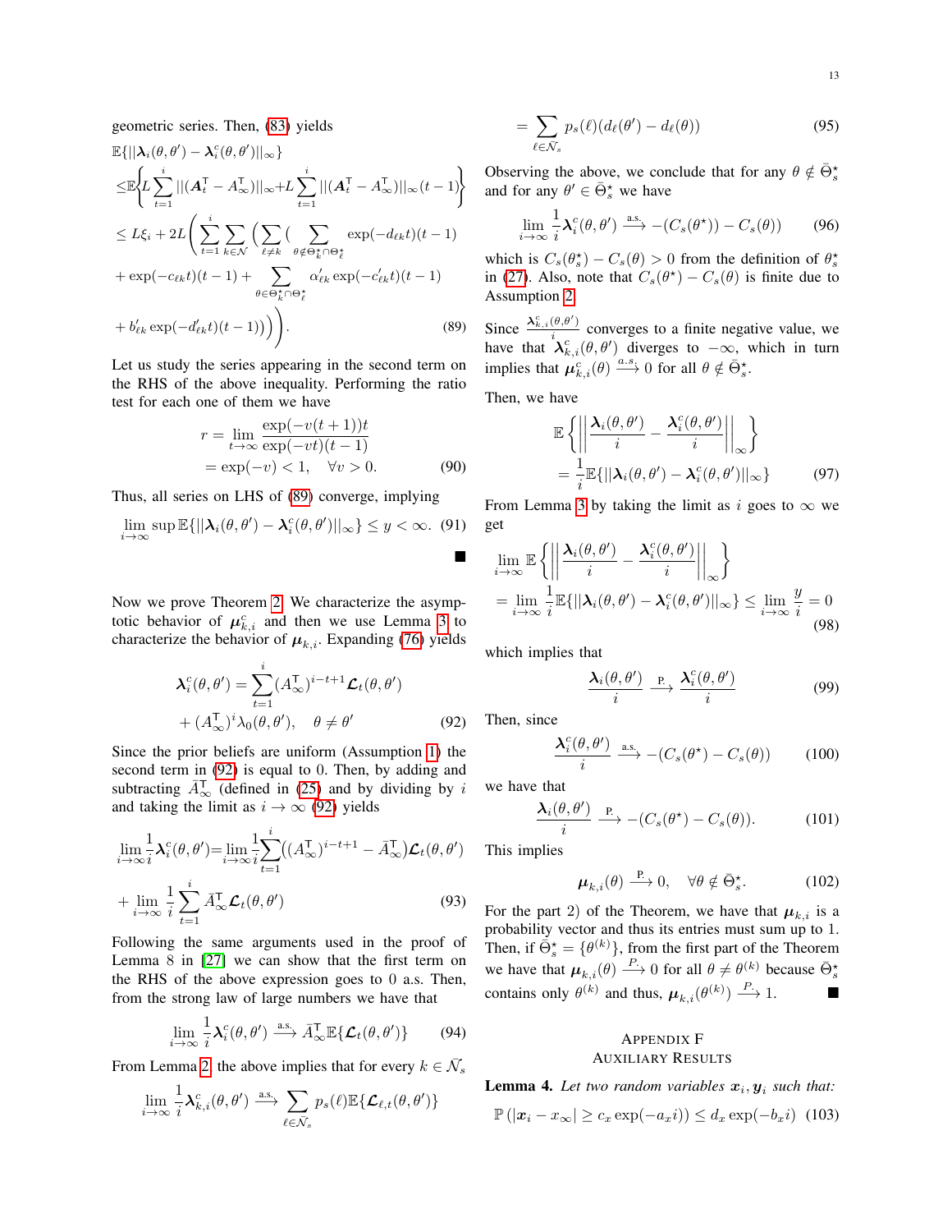geometric series. Then, (83) yields

$$\mathbb{E}\{||\boldsymbol{\lambda}_i(\theta,\theta')-\boldsymbol{\lambda}_i^c(\theta,\theta')||_\infty\}$$

$$\leq \mathbb{E}\left\{L\sum_{t=1}^{i}||(\boldsymbol{A}_t^\mathsf{T}-A_\infty^\mathsf{T})||_\infty + L\sum_{t=1}^{i}||(\boldsymbol{A}_t^\mathsf{T}-A_\infty^\mathsf{T})||_\infty(t-1)\right\}$$

$$\leq L\xi_i + 2L\Bigg(\sum_{t=1}^{i}\sum_{k\in\mathcal{N}}\Big(\sum_{\ell\neq k}\big(\sum_{\theta\notin\Theta_k^\star\cap\Theta_\ell^\star}\exp(-d_{\ell k}t)(t-1)$$

$$+\exp(-c_{\ell k}t)(t-1)+\sum_{\theta\in\Theta_k^\star\cap\Theta_\ell^\star}\alpha'_{\ell k}\exp(-c'_{\ell k}t)(t-1)$$

$$+b'_{\ell k}\exp(-d'_{\ell k}t)(t-1)\big)\Big)\Bigg). \tag{89}$$

Let us study the series appearing in the second term on the RHS of the above inequality. Performing the ratio test for each one of them we have

$$\begin{aligned} r &= \lim_{t\to\infty}\frac{\exp(-v(t+1))t}{\exp(-vt)(t-1)} \\ &= \exp(-v) < 1, \quad \forall v > 0. \end{aligned} \tag{90}$$

Thus, all series on LHS of (89) converge, implying

$$\lim_{i\to\infty}\sup\mathbb{E}\{||\boldsymbol{\lambda}_i(\theta,\theta')-\boldsymbol{\lambda}_i^c(\theta,\theta')||_\infty\}\leq y<\infty. \tag{91}$$

■

Now we prove Theorem 2. We characterize the asymptotic behavior of $\boldsymbol{\mu}_{k,i}^c$ and then we use Lemma 3 to characterize the behavior of $\boldsymbol{\mu}_{k,i}$. Expanding (76) yields

$$\boldsymbol{\lambda}_i^c(\theta,\theta')=\sum_{t=1}^{i}(A_\infty^\mathsf{T})^{i-t+1}\boldsymbol{\mathcal{L}}_t(\theta,\theta')$$
$$+(A_\infty^\mathsf{T})^i\lambda_0(\theta,\theta'),\quad \theta\neq\theta' \tag{92}$$

Since the prior beliefs are uniform (Assumption 1) the second term in (92) is equal to 0. Then, by adding and subtracting $\bar{A}_\infty^\mathsf{T}$ (defined in (25)) and by dividing by $i$ and taking the limit as $i\to\infty$ (92) yields

$$\lim_{i\to\infty}\frac{1}{i}\boldsymbol{\lambda}_i^c(\theta,\theta')=\lim_{i\to\infty}\frac{1}{i}\sum_{t=1}^{i}\big((A_\infty^\mathsf{T})^{i-t+1}-\bar{A}_\infty^\mathsf{T}\big)\boldsymbol{\mathcal{L}}_t(\theta,\theta')$$
$$+\lim_{i\to\infty}\frac{1}{i}\sum_{t=1}^{i}\bar{A}_\infty^\mathsf{T}\boldsymbol{\mathcal{L}}_t(\theta,\theta') \tag{93}$$

Following the same arguments used in the proof of Lemma 8 in [27] we can show that the first term on the RHS of the above expression goes to 0 a.s. Then, from the strong law of large numbers we have that

$$\lim_{i\to\infty}\frac{1}{i}\boldsymbol{\lambda}_i^c(\theta,\theta')\xrightarrow{\text{a.s.}}\bar{A}_\infty^\mathsf{T}\mathbb{E}\{\boldsymbol{\mathcal{L}}_t(\theta,\theta')\} \tag{94}$$

From Lemma 2, the above implies that for every $k\in\bar{\mathcal{N}}_s$

$$\lim_{i\to\infty}\frac{1}{i}\boldsymbol{\lambda}_{k,i}^c(\theta,\theta')\xrightarrow{\text{a.s.}}\sum_{\ell\in\bar{\mathcal{N}}_s}p_s(\ell)\mathbb{E}\{\boldsymbol{\mathcal{L}}_{\ell,t}(\theta,\theta')\}$$

$$=\sum_{\ell\in\bar{\mathcal{N}}_s}p_s(\ell)(d_\ell(\theta')-d_\ell(\theta)) \tag{95}$$

Observing the above, we conclude that for any $\theta\notin\bar{\Theta}_s^\star$ and for any $\theta'\in\bar{\Theta}_s^\star$ we have

$$\lim_{i\to\infty}\frac{1}{i}\boldsymbol{\lambda}_i^c(\theta,\theta')\xrightarrow{\text{a.s.}}-(C_s(\theta^\star))-C_s(\theta)) \tag{96}$$

which is $C_s(\theta_s^\star)-C_s(\theta)>0$ from the definition of $\theta_s^\star$ in (27). Also, note that $C_s(\theta^\star)-C_s(\theta)$ is finite due to Assumption 2.

Since $\frac{\boldsymbol{\lambda}_{k,i}^c(\theta,\theta')}{i}$ converges to a finite negative value, we have that $\boldsymbol{\lambda}_{k,i}^c(\theta,\theta')$ diverges to $-\infty$, which in turn implies that $\boldsymbol{\mu}_{k,i}^c(\theta)\xrightarrow{a.s.}0$ for all $\theta\notin\bar{\Theta}_s^\star$.

Then, we have

$$\mathbb{E}\left\{\left|\left|\frac{\boldsymbol{\lambda}_i(\theta,\theta')}{i}-\frac{\boldsymbol{\lambda}_i^c(\theta,\theta')}{i}\right|\right|_\infty\right\}$$
$$=\frac{1}{i}\mathbb{E}\{||\boldsymbol{\lambda}_i(\theta,\theta')-\boldsymbol{\lambda}_i^c(\theta,\theta')||_\infty\} \tag{97}$$

From Lemma 3 by taking the limit as $i$ goes to $\infty$ we get

$$\lim_{i\to\infty}\mathbb{E}\left\{\left|\left|\frac{\boldsymbol{\lambda}_i(\theta,\theta')}{i}-\frac{\boldsymbol{\lambda}_i^c(\theta,\theta')}{i}\right|\right|_\infty\right\}$$
$$=\lim_{i\to\infty}\frac{1}{i}\mathbb{E}\{||\boldsymbol{\lambda}_i(\theta,\theta')-\boldsymbol{\lambda}_i^c(\theta,\theta')||_\infty\}\leq\lim_{i\to\infty}\frac{y}{i}=0 \tag{98}$$

which implies that

$$\frac{\boldsymbol{\lambda}_i(\theta,\theta')}{i}\xrightarrow{\text{P.}}\frac{\boldsymbol{\lambda}_i^c(\theta,\theta')}{i} \tag{99}$$

Then, since

$$\frac{\boldsymbol{\lambda}_i^c(\theta,\theta')}{i}\xrightarrow{\text{a.s.}}-(C_s(\theta^\star)-C_s(\theta)) \tag{100}$$

we have that

$$\frac{\boldsymbol{\lambda}_i(\theta,\theta')}{i}\xrightarrow{\text{P.}}-(C_s(\theta^\star)-C_s(\theta)). \tag{101}$$

This implies

$$\boldsymbol{\mu}_{k,i}(\theta)\xrightarrow{\text{P.}}0,\quad\forall\theta\notin\bar{\Theta}_s^\star. \tag{102}$$

For the part 2) of the Theorem, we have that $\boldsymbol{\mu}_{k,i}$ is a probability vector and thus its entries must sum up to 1. Then, if $\bar{\Theta}_s^\star=\{\theta^{(k)}\}$, from the first part of the Theorem we have that $\boldsymbol{\mu}_{k,i}(\theta)\xrightarrow{P.}0$ for all $\theta\neq\theta^{(k)}$ because $\bar{\Theta}_s^\star$ contains only $\theta^{(k)}$ and thus, $\boldsymbol{\mu}_{k,i}(\theta^{(k)})\xrightarrow{P.}1$. ■

## Appendix F
## Auxiliary Results

**Lemma 4.** *Let two random variables $\boldsymbol{x}_i,\boldsymbol{y}_i$ such that:*

$$\mathbb{P}\left(|\boldsymbol{x}_i-x_\infty|\geq c_x\exp(-a_x i)\right)\leq d_x\exp(-b_x i) \tag{103}$$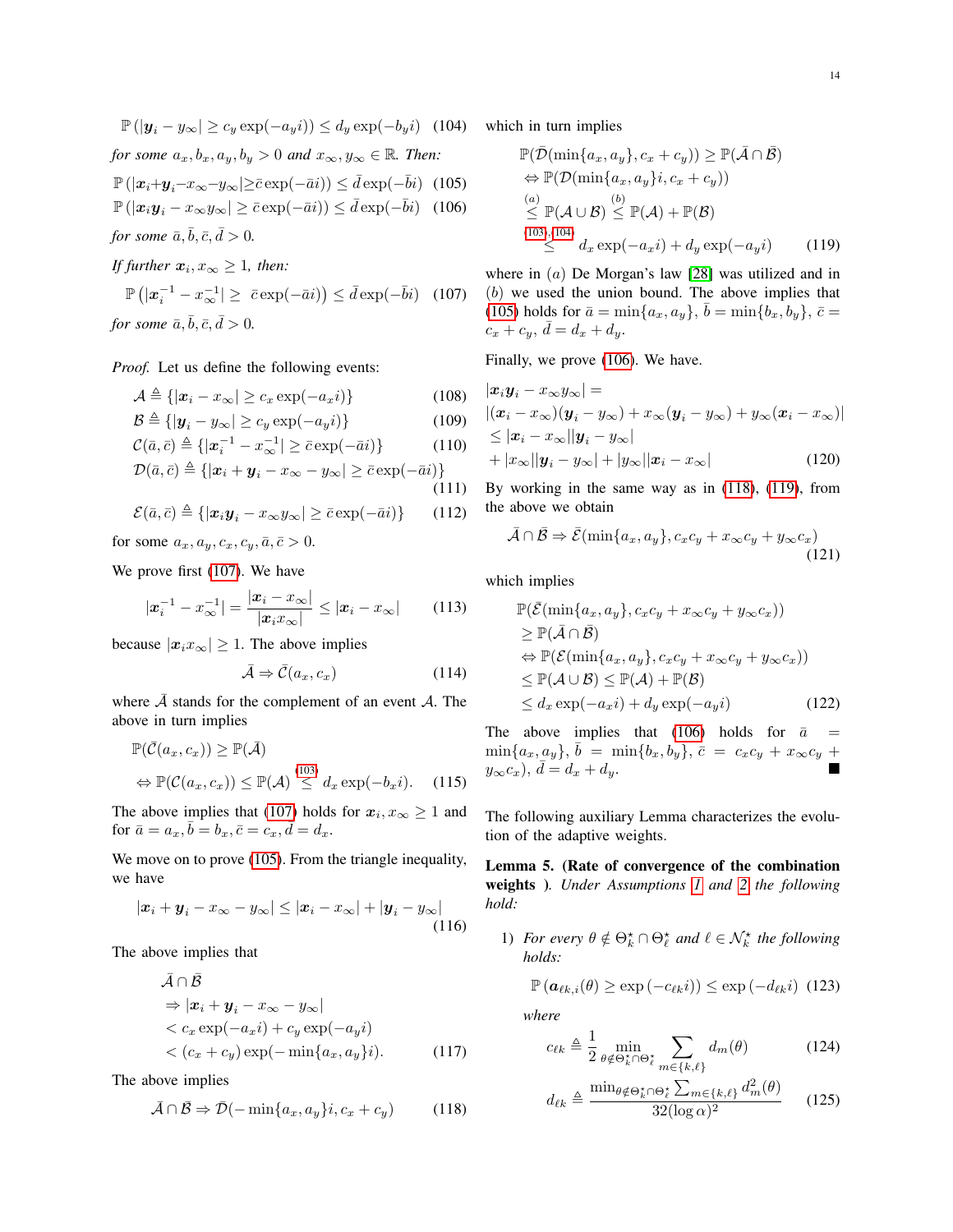$$\mathbb{P}\left(|\boldsymbol{y}_i - y_\infty| \geq c_y \exp(-a_y i)\right) \leq d_y \exp(-b_y i) \quad (104)$$

*for some $a_x, b_x, a_y, b_y > 0$ and $x_\infty, y_\infty \in \mathbb{R}$. Then:*

$$\mathbb{P}\left(|\boldsymbol{x}_i + \boldsymbol{y}_i - x_\infty - y_\infty| \geq \bar{c} \exp(-\bar{a} i)\right) \leq \bar{d} \exp(-\bar{b} i) \quad (105)$$

$$\mathbb{P}\left(|\boldsymbol{x}_i \boldsymbol{y}_i - x_\infty y_\infty| \geq \bar{c} \exp(-\bar{a} i)\right) \leq \bar{d} \exp(-\bar{b} i) \quad (106)$$

*for some $\bar{a}, \bar{b}, \bar{c}, \bar{d} > 0$.*

*If further $\boldsymbol{x}_i, x_\infty \geq 1$, then:*

$$\mathbb{P}\left(|\boldsymbol{x}_i^{-1} - x_\infty^{-1}| \geq \bar{c} \exp(-\bar{a} i)\right) \leq \bar{d} \exp(-\bar{b} i) \quad (107)$$

*for some $\bar{a}, \bar{b}, \bar{c}, \bar{d} > 0$.*

*Proof.* Let us define the following events:

$$\mathcal{A} \triangleq \{|\boldsymbol{x}_i - x_\infty| \geq c_x \exp(-a_x i)\} \quad (108)$$

$$\mathcal{B} \triangleq \{|\boldsymbol{y}_i - y_\infty| \geq c_y \exp(-a_y i)\} \quad (109)$$

$$\mathcal{C}(\bar{a}, \bar{c}) \triangleq \{|\boldsymbol{x}_i^{-1} - x_\infty^{-1}| \geq \bar{c} \exp(-\bar{a} i)\} \quad (110)$$

$$\mathcal{D}(\bar{a}, \bar{c}) \triangleq \{|\boldsymbol{x}_i + \boldsymbol{y}_i - x_\infty - y_\infty| \geq \bar{c} \exp(-\bar{a} i)\} \quad (111)$$

$$\mathcal{E}(\bar{a}, \bar{c}) \triangleq \{|\boldsymbol{x}_i \boldsymbol{y}_i - x_\infty y_\infty| \geq \bar{c} \exp(-\bar{a} i)\} \quad (112)$$

for some $a_x, a_y, c_x, c_y, \bar{a}, \bar{c} > 0$.

We prove first (107). We have

$$|\boldsymbol{x}_i^{-1} - x_\infty^{-1}| = \frac{|\boldsymbol{x}_i - x_\infty|}{|\boldsymbol{x}_i x_\infty|} \leq |\boldsymbol{x}_i - x_\infty| \quad (113)$$

because $|\boldsymbol{x}_i x_\infty| \geq 1$. The above implies

$$\bar{\mathcal{A}} \Rightarrow \bar{\mathcal{C}}(a_x, c_x) \quad (114)$$

where $\bar{\mathcal{A}}$ stands for the complement of an event $\mathcal{A}$. The above in turn implies

$$\begin{aligned}
&\mathbb{P}(\bar{\mathcal{C}}(a_x, c_x)) \geq \mathbb{P}(\bar{\mathcal{A}}) \\
&\Leftrightarrow \mathbb{P}(\mathcal{C}(a_x, c_x)) \leq \mathbb{P}(\mathcal{A}) \overset{(103)}{\leq} d_x \exp(-b_x i).
\end{aligned} \quad (115)$$

The above implies that (107) holds for $\boldsymbol{x}_i, x_\infty \geq 1$ and for $\bar{a} = a_x, \bar{b} = b_x, \bar{c} = c_x, \bar{d} = d_x$.

We move on to prove (105). From the triangle inequality, we have

$$|\boldsymbol{x}_i + \boldsymbol{y}_i - x_\infty - y_\infty| \leq |\boldsymbol{x}_i - x_\infty| + |\boldsymbol{y}_i - y_\infty| \quad (116)$$

The above implies that

$$\begin{aligned}
&\bar{\mathcal{A}} \cap \bar{\mathcal{B}} \\
&\Rightarrow |\boldsymbol{x}_i + \boldsymbol{y}_i - x_\infty - y_\infty| \\
&< c_x \exp(-a_x i) + c_y \exp(-a_y i) \\
&< (c_x + c_y) \exp(-\min\{a_x, a_y\} i).
\end{aligned} \quad (117)$$

The above implies

$$\bar{\mathcal{A}} \cap \bar{\mathcal{B}} \Rightarrow \bar{\mathcal{D}}(-\min\{a_x, a_y\} i, c_x + c_y) \quad (118)$$

which in turn implies

$$\begin{aligned}
&\mathbb{P}(\bar{\mathcal{D}}(\min\{a_x, a_y\}, c_x + c_y)) \geq \mathbb{P}(\bar{\mathcal{A}} \cap \bar{\mathcal{B}}) \\
&\Leftrightarrow \mathbb{P}(\mathcal{D}(\min\{a_x, a_y\} i, c_x + c_y)) \\
&\overset{(a)}{\leq} \mathbb{P}(\mathcal{A} \cup \mathcal{B}) \overset{(b)}{\leq} \mathbb{P}(\mathcal{A}) + \mathbb{P}(\mathcal{B}) \\
&\overset{(103),(104)}{\leq} d_x \exp(-a_x i) + d_y \exp(-a_y i)
\end{aligned} \quad (119)$$

where in $(a)$ De Morgan's law [28] was utilized and in $(b)$ we used the union bound. The above implies that (105) holds for $\bar{a} = \min\{a_x, a_y\}$, $\bar{b} = \min\{b_x, b_y\}$, $\bar{c} = c_x + c_y$, $\bar{d} = d_x + d_y$.

Finally, we prove (106). We have.

$$\begin{aligned}
&|\boldsymbol{x}_i \boldsymbol{y}_i - x_\infty y_\infty| = \\
&|(\boldsymbol{x}_i - x_\infty)(\boldsymbol{y}_i - y_\infty) + x_\infty(\boldsymbol{y}_i - y_\infty) + y_\infty(\boldsymbol{x}_i - x_\infty)| \\
&\leq |\boldsymbol{x}_i - x_\infty||\boldsymbol{y}_i - y_\infty| \\
&+ |x_\infty||\boldsymbol{y}_i - y_\infty| + |y_\infty||\boldsymbol{x}_i - x_\infty|
\end{aligned} \quad (120)$$

By working in the same way as in (118), (119), from the above we obtain

$$\bar{\mathcal{A}} \cap \bar{\mathcal{B}} \Rightarrow \bar{\mathcal{E}}(\min\{a_x, a_y\}, c_x c_y + x_\infty c_y + y_\infty c_x) \quad (121)$$

which implies

$$\begin{aligned}
&\mathbb{P}(\bar{\mathcal{E}}(\min\{a_x, a_y\}, c_x c_y + x_\infty c_y + y_\infty c_x)) \\
&\geq \mathbb{P}(\bar{\mathcal{A}} \cap \bar{\mathcal{B}}) \\
&\Leftrightarrow \mathbb{P}(\mathcal{E}(\min\{a_x, a_y\}, c_x c_y + x_\infty c_y + y_\infty c_x)) \\
&\leq \mathbb{P}(\mathcal{A} \cup \mathcal{B}) \leq \mathbb{P}(\mathcal{A}) + \mathbb{P}(\mathcal{B}) \\
&\leq d_x \exp(-a_x i) + d_y \exp(-a_y i)
\end{aligned} \quad (122)$$

The above implies that (106) holds for $\bar{a} = \min\{a_x, a_y\}$, $\bar{b} = \min\{b_x, b_y\}$, $\bar{c} = c_x c_y + x_\infty c_y + y_\infty c_x)$, $\bar{d} = d_x + d_y$. ∎

The following auxiliary Lemma characterizes the evolution of the adaptive weights.

**Lemma 5. (Rate of convergence of the combination weights ).** *Under Assumptions 1 and 2 the following hold:*

1) *For every $\theta \notin \Theta_k^\star \cap \Theta_\ell^\star$ and $\ell \in \mathcal{N}_k^\star$ the following holds:*

$$\mathbb{P}\left(\boldsymbol{a}_{\ell k, i}(\theta) \geq \exp\left(-c_{\ell k} i\right)\right) \leq \exp\left(-d_{\ell k} i\right) \quad (123)$$

*where*

$$c_{\ell k} \triangleq \frac{1}{2} \min_{\theta \notin \Theta_k^\star \cap \Theta_\ell^\star} \sum_{m \in \{k, \ell\}} d_m(\theta) \quad (124)$$

$$d_{\ell k} \triangleq \frac{\min_{\theta \notin \Theta_k^\star \cap \Theta_\ell^\star} \sum_{m \in \{k, \ell\}} d_m^2(\theta)}{32(\log \alpha)^2} \quad (125)$$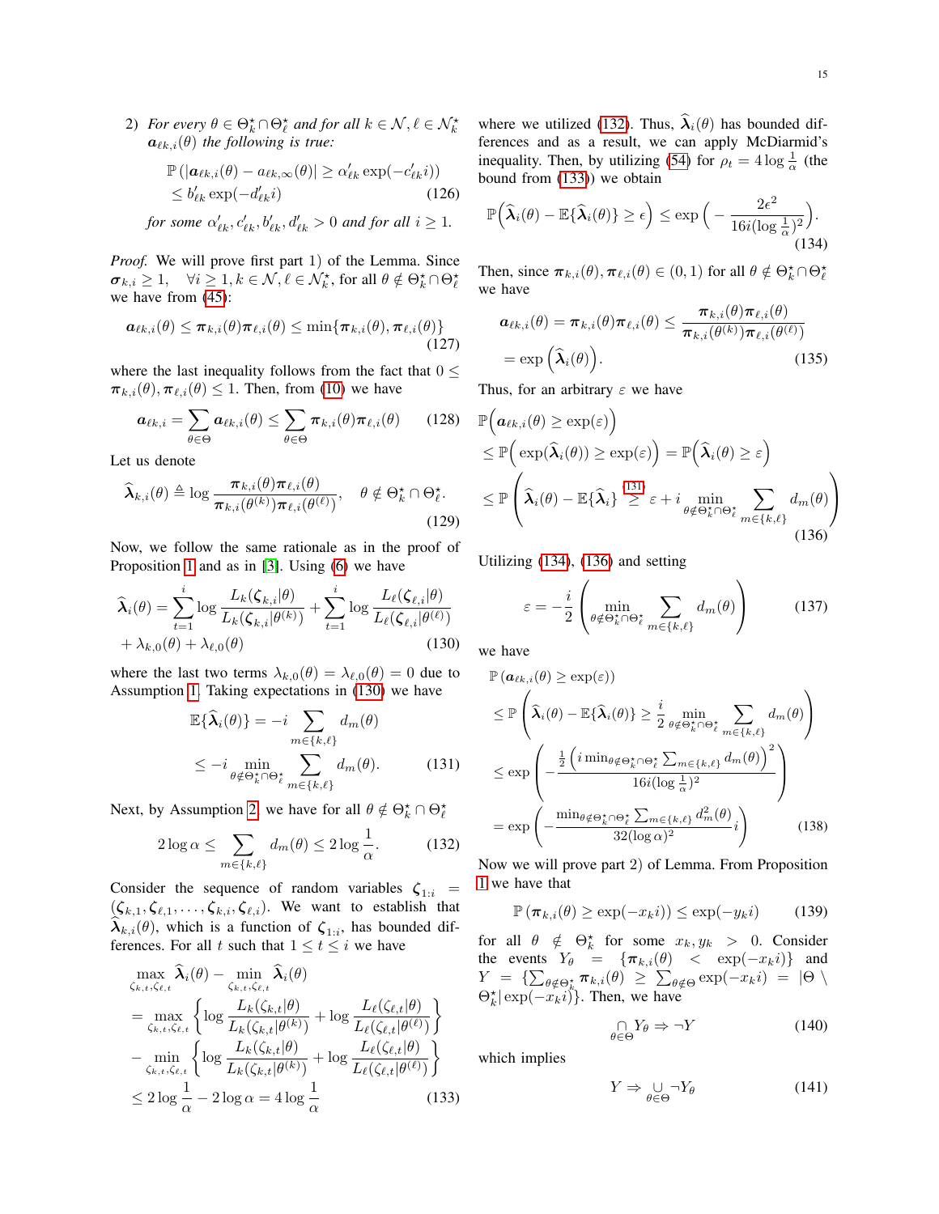2) *For every $\theta \in \Theta_k^\star \cap \Theta_\ell^\star$ and for all $k \in \mathcal{N}, \ell \in \mathcal{N}_k^\star$ $\boldsymbol{a}_{\ell k,i}(\theta)$ the following is true:*

$$\mathbb{P}\left(|\boldsymbol{a}_{\ell k,i}(\theta) - a_{\ell k,\infty}(\theta)| \geq \alpha'_{\ell k}\exp(-c'_{\ell k} i)\right) \leq b'_{\ell k}\exp(-d'_{\ell k} i) \tag{126}$$

*for some $\alpha'_{\ell k}, c'_{\ell k}, b'_{\ell k}, d'_{\ell k} > 0$ and for all $i \geq 1$.*

*Proof.* We will prove first part 1) of the Lemma. Since $\boldsymbol{\sigma}_{k,i} \geq 1, \quad \forall i \geq 1, k \in \mathcal{N}, \ell \in \mathcal{N}_k^\star$, for all $\theta \notin \Theta_k^\star \cap \Theta_\ell^\star$ we have from (45):

$$\boldsymbol{a}_{\ell k,i}(\theta) \leq \boldsymbol{\pi}_{k,i}(\theta)\boldsymbol{\pi}_{\ell,i}(\theta) \leq \min\{\boldsymbol{\pi}_{k,i}(\theta), \boldsymbol{\pi}_{\ell,i}(\theta)\} \tag{127}$$

where the last inequality follows from the fact that $0 \leq \boldsymbol{\pi}_{k,i}(\theta), \boldsymbol{\pi}_{\ell,i}(\theta) \leq 1$. Then, from (10) we have

$$\boldsymbol{a}_{\ell k,i} = \sum_{\theta \in \Theta} \boldsymbol{a}_{\ell k,i}(\theta) \leq \sum_{\theta \in \Theta} \boldsymbol{\pi}_{k,i}(\theta)\boldsymbol{\pi}_{\ell,i}(\theta) \tag{128}$$

Let us denote

$$\widehat{\boldsymbol{\lambda}}_{k,i}(\theta) \triangleq \log \frac{\boldsymbol{\pi}_{k,i}(\theta)\boldsymbol{\pi}_{\ell,i}(\theta)}{\boldsymbol{\pi}_{k,i}(\theta^{(k)})\boldsymbol{\pi}_{\ell,i}(\theta^{(\ell)})}, \quad \theta \notin \Theta_k^\star \cap \Theta_\ell^\star. \tag{129}$$

Now, we follow the same rationale as in the proof of Proposition 1 and as in [3]. Using (6) we have

$$\widehat{\boldsymbol{\lambda}}_i(\theta) = \sum_{t=1}^{i} \log \frac{L_k(\boldsymbol{\zeta}_{k,i}|\theta)}{L_k(\boldsymbol{\zeta}_{k,i}|\theta^{(k)})} + \sum_{t=1}^{i} \log \frac{L_\ell(\boldsymbol{\zeta}_{\ell,i}|\theta)}{L_\ell(\boldsymbol{\zeta}_{\ell,i}|\theta^{(\ell)})} + \lambda_{k,0}(\theta) + \lambda_{\ell,0}(\theta) \tag{130}$$

where the last two terms $\lambda_{k,0}(\theta) = \lambda_{\ell,0}(\theta) = 0$ due to Assumption 1. Taking expectations in (130) we have

$$\mathbb{E}\{\widehat{\boldsymbol{\lambda}}_i(\theta)\} = -i \sum_{m \in \{k,\ell\}} d_m(\theta) \leq -i \min_{\theta \notin \Theta_k^\star \cap \Theta_\ell^\star} \sum_{m \in \{k,\ell\}} d_m(\theta). \tag{131}$$

Next, by Assumption 2, we have for all $\theta \notin \Theta_k^\star \cap \Theta_\ell^\star$

$$2\log\alpha \leq \sum_{m \in \{k,\ell\}} d_m(\theta) \leq 2\log\frac{1}{\alpha}. \tag{132}$$

Consider the sequence of random variables $\boldsymbol{\zeta}_{1:i} = (\boldsymbol{\zeta}_{k,1}, \boldsymbol{\zeta}_{\ell,1}, \ldots, \boldsymbol{\zeta}_{k,i}, \boldsymbol{\zeta}_{\ell,i})$. We want to establish that $\widehat{\boldsymbol{\lambda}}_{k,i}(\theta)$, which is a function of $\boldsymbol{\zeta}_{1:i}$, has bounded differences. For all $t$ such that $1 \leq t \leq i$ we have

$$\begin{aligned}
&\max_{\zeta_{k,t},\zeta_{\ell,t}} \widehat{\boldsymbol{\lambda}}_i(\theta) - \min_{\zeta_{k,t},\zeta_{\ell,t}} \widehat{\boldsymbol{\lambda}}_i(\theta) \\
&= \max_{\zeta_{k,t},\zeta_{\ell,t}} \left\{ \log \frac{L_k(\zeta_{k,t}|\theta)}{L_k(\zeta_{k,t}|\theta^{(k)})} + \log \frac{L_\ell(\zeta_{\ell,t}|\theta)}{L_\ell(\zeta_{\ell,t}|\theta^{(\ell)})} \right\} \\
&- \min_{\zeta_{k,t},\zeta_{\ell,t}} \left\{ \log \frac{L_k(\zeta_{k,t}|\theta)}{L_k(\zeta_{k,t}|\theta^{(k)})} + \log \frac{L_\ell(\zeta_{\ell,t}|\theta)}{L_\ell(\zeta_{\ell,t}|\theta^{(\ell)})} \right\} \\
&\leq 2\log\frac{1}{\alpha} - 2\log\alpha = 4\log\frac{1}{\alpha}
\end{aligned} \tag{133}$$

where we utilized (132). Thus, $\widehat{\boldsymbol{\lambda}}_i(\theta)$ has bounded differences and as a result, we can apply McDiarmid's inequality. Then, by utilizing (54) for $\rho_t = 4\log\frac{1}{\alpha}$ (the bound from (133)) we obtain

$$\mathbb{P}\Big(\widehat{\boldsymbol{\lambda}}_i(\theta) - \mathbb{E}\{\widehat{\boldsymbol{\lambda}}_i(\theta)\} \geq \epsilon\Big) \leq \exp\Big(-\frac{2\epsilon^2}{16i(\log\frac{1}{\alpha})^2}\Big). \tag{134}$$

Then, since $\boldsymbol{\pi}_{k,i}(\theta), \boldsymbol{\pi}_{\ell,i}(\theta) \in (0,1)$ for all $\theta \notin \Theta_k^\star \cap \Theta_\ell^\star$ we have

$$\boldsymbol{a}_{\ell k,i}(\theta) = \boldsymbol{\pi}_{k,i}(\theta)\boldsymbol{\pi}_{\ell,i}(\theta) \leq \frac{\boldsymbol{\pi}_{k,i}(\theta)\boldsymbol{\pi}_{\ell,i}(\theta)}{\boldsymbol{\pi}_{k,i}(\theta^{(k)})\boldsymbol{\pi}_{\ell,i}(\theta^{(\ell)})} = \exp\Big(\widehat{\boldsymbol{\lambda}}_i(\theta)\Big). \tag{135}$$

Thus, for an arbitrary $\varepsilon$ we have

$$\begin{aligned}
&\mathbb{P}\Big(\boldsymbol{a}_{\ell k,i}(\theta) \geq \exp(\varepsilon)\Big) \\
&\leq \mathbb{P}\Big(\exp(\widehat{\boldsymbol{\lambda}}_i(\theta)) \geq \exp(\varepsilon)\Big) = \mathbb{P}\Big(\widehat{\boldsymbol{\lambda}}_i(\theta) \geq \varepsilon\Big) \\
&\leq \mathbb{P}\left(\widehat{\boldsymbol{\lambda}}_i(\theta) - \mathbb{E}\{\widehat{\boldsymbol{\lambda}}_i\} \overset{(131)}{\geq} \varepsilon + i \min_{\theta \notin \Theta_k^\star \cap \Theta_\ell^\star} \sum_{m \in \{k,\ell\}} d_m(\theta)\right)
\end{aligned} \tag{136}$$

Utilizing (134), (136) and setting

$$\varepsilon = -\frac{i}{2}\left(\min_{\theta \notin \Theta_k^\star \cap \Theta_\ell^\star} \sum_{m \in \{k,\ell\}} d_m(\theta)\right) \tag{137}$$

we have

$$\begin{aligned}
&\mathbb{P}\left(\boldsymbol{a}_{\ell k,i}(\theta) \geq \exp(\varepsilon)\right) \\
&\leq \mathbb{P}\left(\widehat{\boldsymbol{\lambda}}_i(\theta) - \mathbb{E}\{\widehat{\boldsymbol{\lambda}}_i(\theta)\} \geq \frac{i}{2}\min_{\theta \notin \Theta_k^\star \cap \Theta_\ell^\star} \sum_{m \in \{k,\ell\}} d_m(\theta)\right) \\
&\leq \exp\left(-\frac{\frac{1}{2}\left(i \min_{\theta \notin \Theta_k^\star \cap \Theta_\ell^\star} \sum_{m \in \{k,\ell\}} d_m(\theta)\right)^2}{16i(\log\frac{1}{\alpha})^2}\right) \\
&= \exp\left(-\frac{\min_{\theta \notin \Theta_k^\star \cap \Theta_\ell^\star} \sum_{m \in \{k,\ell\}} d_m^2(\theta)}{32(\log\alpha)^2} i\right)
\end{aligned} \tag{138}$$

Now we will prove part 2) of Lemma. From Proposition 1 we have that

$$\mathbb{P}\left(\boldsymbol{\pi}_{k,i}(\theta) \geq \exp(-x_k i)\right) \leq \exp(-y_k i) \tag{139}$$

for all $\theta \notin \Theta_k^\star$ for some $x_k, y_k > 0$. Consider the events $Y_\theta = \{\boldsymbol{\pi}_{k,i}(\theta) < \exp(-x_k i)\}$ and $Y = \{\sum_{\theta \notin \Theta_k^\star} \boldsymbol{\pi}_{k,i}(\theta) \geq \sum_{\theta \notin \Theta} \exp(-x_k i) = |\Theta \setminus \Theta_k^\star| \exp(-x_k i)\}$. Then, we have

$$\underset{\theta \in \Theta}{\cap} Y_\theta \Rightarrow \neg Y \tag{140}$$

which implies

$$Y \Rightarrow \underset{\theta \in \Theta}{\cup} \neg Y_\theta \tag{141}$$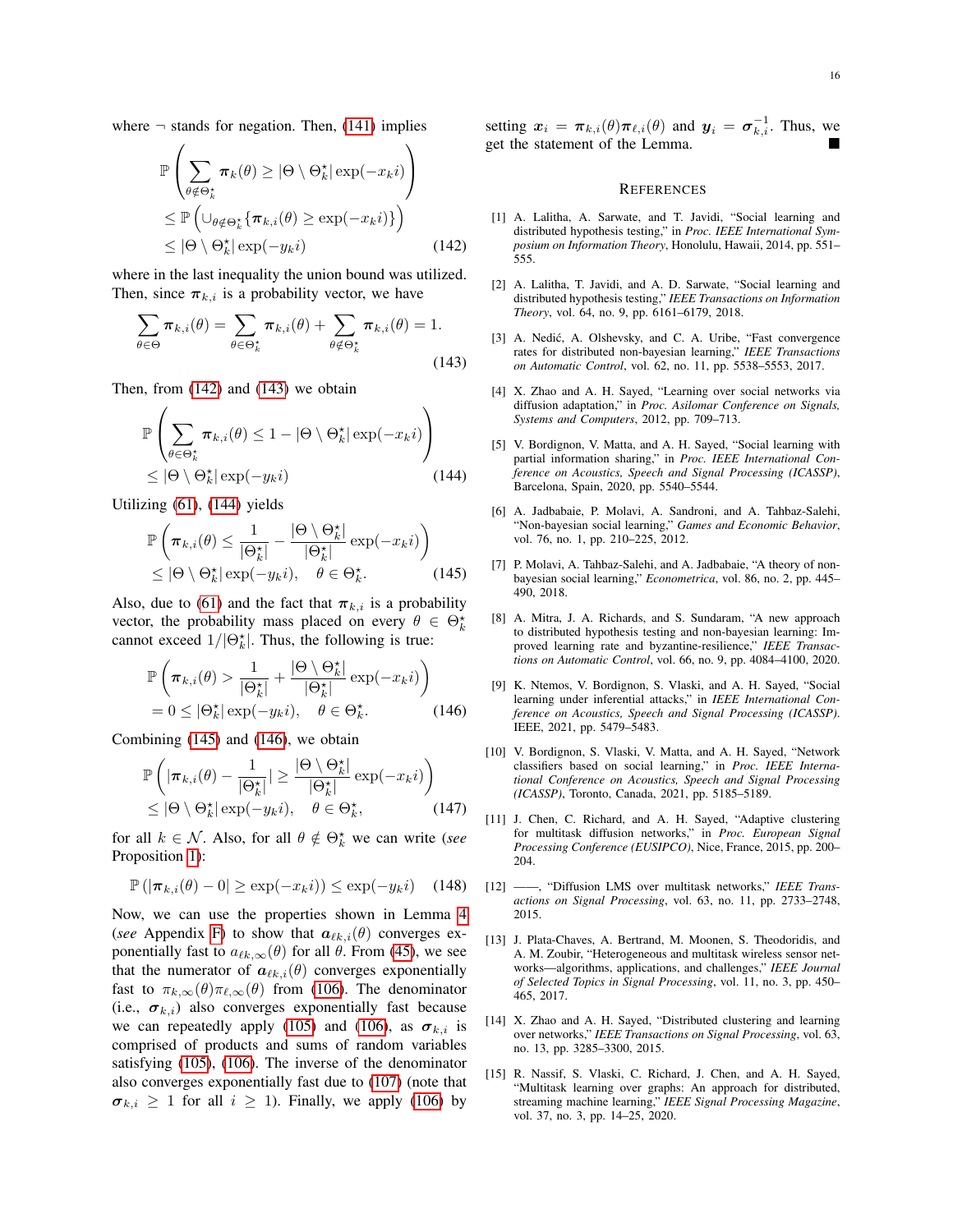where $\neg$ stands for negation. Then, (141) implies

$$\mathbb{P}\left(\sum_{\theta \notin \Theta_k^\star} \boldsymbol{\pi}_k(\theta) \geq |\Theta \setminus \Theta_k^\star| \exp(-x_k i)\right) \leq \mathbb{P}\left(\cup_{\theta \notin \Theta_k^\star}\{\boldsymbol{\pi}_{k,i}(\theta) \geq \exp(-x_k i)\}\right) \leq |\Theta \setminus \Theta_k^\star| \exp(-y_k i) \tag{142}$$

where in the last inequality the union bound was utilized. Then, since $\boldsymbol{\pi}_{k,i}$ is a probability vector, we have

$$\sum_{\theta \in \Theta} \boldsymbol{\pi}_{k,i}(\theta) = \sum_{\theta \in \Theta_k^\star} \boldsymbol{\pi}_{k,i}(\theta) + \sum_{\theta \notin \Theta_k^\star} \boldsymbol{\pi}_{k,i}(\theta) = 1. \tag{143}$$

Then, from (142) and (143) we obtain

$$\mathbb{P}\left(\sum_{\theta \in \Theta_k^\star} \boldsymbol{\pi}_{k,i}(\theta) \leq 1 - |\Theta \setminus \Theta_k^\star| \exp(-x_k i)\right) \leq |\Theta \setminus \Theta_k^\star| \exp(-y_k i) \tag{144}$$

Utilizing (61), (144) yields

$$\mathbb{P}\left(\boldsymbol{\pi}_{k,i}(\theta) \leq \frac{1}{|\Theta_k^\star|} - \frac{|\Theta \setminus \Theta_k^\star|}{|\Theta_k^\star|} \exp(-x_k i)\right) \leq |\Theta \setminus \Theta_k^\star| \exp(-y_k i), \quad \theta \in \Theta_k^\star. \tag{145}$$

Also, due to (61) and the fact that $\boldsymbol{\pi}_{k,i}$ is a probability vector, the probability mass placed on every $\theta \in \Theta_k^\star$ cannot exceed $1/|\Theta_k^\star|$. Thus, the following is true:

$$\mathbb{P}\left(\boldsymbol{\pi}_{k,i}(\theta) > \frac{1}{|\Theta_k^\star|} + \frac{|\Theta \setminus \Theta_k^\star|}{|\Theta_k^\star|} \exp(-x_k i)\right) = 0 \leq |\Theta_k^\star| \exp(-y_k i), \quad \theta \in \Theta_k^\star. \tag{146}$$

Combining (145) and (146), we obtain

$$\mathbb{P}\left(|\boldsymbol{\pi}_{k,i}(\theta) - \frac{1}{|\Theta_k^\star|}| \geq \frac{|\Theta \setminus \Theta_k^\star|}{|\Theta_k^\star|} \exp(-x_k i)\right) \leq |\Theta \setminus \Theta_k^\star| \exp(-y_k i), \quad \theta \in \Theta_k^\star, \tag{147}$$

for all $k \in \mathcal{N}$. Also, for all $\theta \notin \Theta_k^\star$ we can write (*see* Proposition 1):

$$\mathbb{P}\left(|\boldsymbol{\pi}_{k,i}(\theta) - 0| \geq \exp(-x_k i)\right) \leq \exp(-y_k i) \tag{148}$$

Now, we can use the properties shown in Lemma 4 (*see* Appendix F) to show that $\boldsymbol{a}_{\ell k,i}(\theta)$ converges exponentially fast to $a_{\ell k,\infty}(\theta)$ for all $\theta$. From (45), we see that the numerator of $\boldsymbol{a}_{\ell k,i}(\theta)$ converges exponentially fast to $\pi_{k,\infty}(\theta)\pi_{\ell,\infty}(\theta)$ from (106). The denominator (i.e., $\boldsymbol{\sigma}_{k,i}$) also converges exponentially fast because we can repeatedly apply (105) and (106), as $\boldsymbol{\sigma}_{k,i}$ is comprised of products and sums of random variables satisfying (105), (106). The inverse of the denominator also converges exponentially fast due to (107) (note that $\boldsymbol{\sigma}_{k,i} \geq 1$ for all $i \geq 1$). Finally, we apply (106) by setting $\boldsymbol{x}_i = \boldsymbol{\pi}_{k,i}(\theta)\boldsymbol{\pi}_{\ell,i}(\theta)$ and $\boldsymbol{y}_i = \boldsymbol{\sigma}_{k,i}^{-1}$. Thus, we get the statement of the Lemma. ■

## References

[1] A. Lalitha, A. Sarwate, and T. Javidi, "Social learning and distributed hypothesis testing," in *Proc. IEEE International Symposium on Information Theory*, Honolulu, Hawaii, 2014, pp. 551–555.

[2] A. Lalitha, T. Javidi, and A. D. Sarwate, "Social learning and distributed hypothesis testing," *IEEE Transactions on Information Theory*, vol. 64, no. 9, pp. 6161–6179, 2018.

[3] A. Nedić, A. Olshevsky, and C. A. Uribe, "Fast convergence rates for distributed non-bayesian learning," *IEEE Transactions on Automatic Control*, vol. 62, no. 11, pp. 5538–5553, 2017.

[4] X. Zhao and A. H. Sayed, "Learning over social networks via diffusion adaptation," in *Proc. Asilomar Conference on Signals, Systems and Computers*, 2012, pp. 709–713.

[5] V. Bordignon, V. Matta, and A. H. Sayed, "Social learning with partial information sharing," in *Proc. IEEE International Conference on Acoustics, Speech and Signal Processing (ICASSP)*, Barcelona, Spain, 2020, pp. 5540–5544.

[6] A. Jadbabaie, P. Molavi, A. Sandroni, and A. Tahbaz-Salehi, "Non-bayesian social learning," *Games and Economic Behavior*, vol. 76, no. 1, pp. 210–225, 2012.

[7] P. Molavi, A. Tahbaz-Salehi, and A. Jadbabaie, "A theory of non-bayesian social learning," *Econometrica*, vol. 86, no. 2, pp. 445–490, 2018.

[8] A. Mitra, J. A. Richards, and S. Sundaram, "A new approach to distributed hypothesis testing and non-bayesian learning: Improved learning rate and byzantine-resilience," *IEEE Transactions on Automatic Control*, vol. 66, no. 9, pp. 4084–4100, 2020.

[9] K. Ntemos, V. Bordignon, S. Vlaski, and A. H. Sayed, "Social learning under inferential attacks," in *IEEE International Conference on Acoustics, Speech and Signal Processing (ICASSP)*. IEEE, 2021, pp. 5479–5483.

[10] V. Bordignon, S. Vlaski, V. Matta, and A. H. Sayed, "Network classifiers based on social learning," in *Proc. IEEE International Conference on Acoustics, Speech and Signal Processing (ICASSP)*, Toronto, Canada, 2021, pp. 5185–5189.

[11] J. Chen, C. Richard, and A. H. Sayed, "Adaptive clustering for multitask diffusion networks," in *Proc. European Signal Processing Conference (EUSIPCO)*, Nice, France, 2015, pp. 200–204.

[12] ——, "Diffusion LMS over multitask networks," *IEEE Transactions on Signal Processing*, vol. 63, no. 11, pp. 2733–2748, 2015.

[13] J. Plata-Chaves, A. Bertrand, M. Moonen, S. Theodoridis, and A. M. Zoubir, "Heterogeneous and multitask wireless sensor networks—algorithms, applications, and challenges," *IEEE Journal of Selected Topics in Signal Processing*, vol. 11, no. 3, pp. 450–465, 2017.

[14] X. Zhao and A. H. Sayed, "Distributed clustering and learning over networks," *IEEE Transactions on Signal Processing*, vol. 63, no. 13, pp. 3285–3300, 2015.

[15] R. Nassif, S. Vlaski, C. Richard, J. Chen, and A. H. Sayed, "Multitask learning over graphs: An approach for distributed, streaming machine learning," *IEEE Signal Processing Magazine*, vol. 37, no. 3, pp. 14–25, 2020.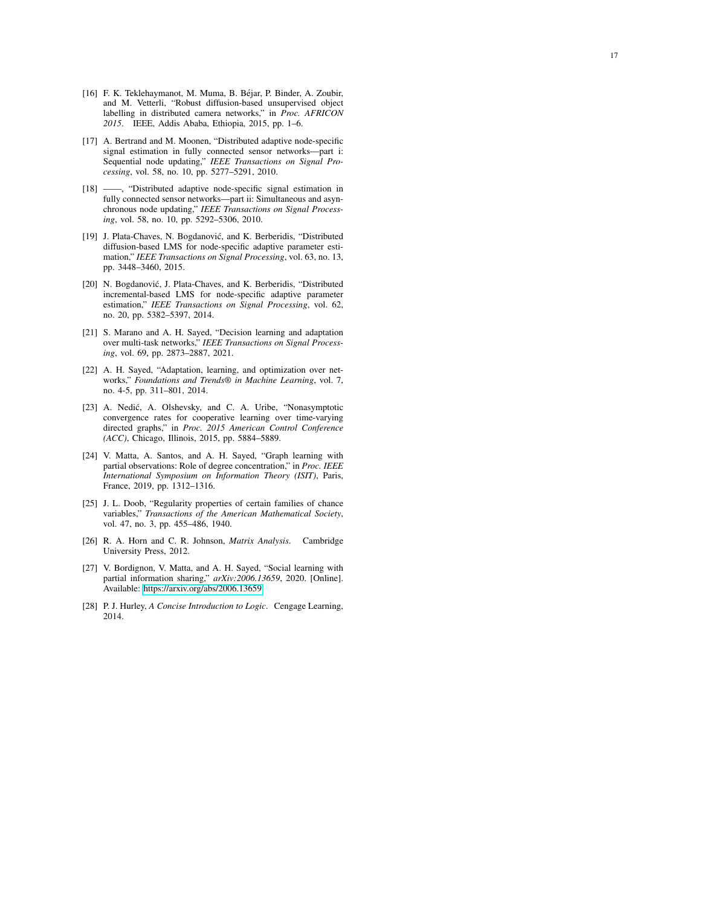[16] F. K. Teklehaymanot, M. Muma, B. Béjar, P. Binder, A. Zoubir, and M. Vetterli, "Robust diffusion-based unsupervised object labelling in distributed camera networks," in *Proc. AFRICON 2015*. IEEE, Addis Ababa, Ethiopia, 2015, pp. 1–6.

[17] A. Bertrand and M. Moonen, "Distributed adaptive node-specific signal estimation in fully connected sensor networks—part i: Sequential node updating," *IEEE Transactions on Signal Processing*, vol. 58, no. 10, pp. 5277–5291, 2010.

[18] ——, "Distributed adaptive node-specific signal estimation in fully connected sensor networks—part ii: Simultaneous and asynchronous node updating," *IEEE Transactions on Signal Processing*, vol. 58, no. 10, pp. 5292–5306, 2010.

[19] J. Plata-Chaves, N. Bogdanović, and K. Berberidis, "Distributed diffusion-based LMS for node-specific adaptive parameter estimation," *IEEE Transactions on Signal Processing*, vol. 63, no. 13, pp. 3448–3460, 2015.

[20] N. Bogdanović, J. Plata-Chaves, and K. Berberidis, "Distributed incremental-based LMS for node-specific adaptive parameter estimation," *IEEE Transactions on Signal Processing*, vol. 62, no. 20, pp. 5382–5397, 2014.

[21] S. Marano and A. H. Sayed, "Decision learning and adaptation over multi-task networks," *IEEE Transactions on Signal Processing*, vol. 69, pp. 2873–2887, 2021.

[22] A. H. Sayed, "Adaptation, learning, and optimization over networks," *Foundations and Trends® in Machine Learning*, vol. 7, no. 4-5, pp. 311–801, 2014.

[23] A. Nedić, A. Olshevsky, and C. A. Uribe, "Nonasymptotic convergence rates for cooperative learning over time-varying directed graphs," in *Proc. 2015 American Control Conference (ACC)*, Chicago, Illinois, 2015, pp. 5884–5889.

[24] V. Matta, A. Santos, and A. H. Sayed, "Graph learning with partial observations: Role of degree concentration," in *Proc. IEEE International Symposium on Information Theory (ISIT)*, Paris, France, 2019, pp. 1312–1316.

[25] J. L. Doob, "Regularity properties of certain families of chance variables," *Transactions of the American Mathematical Society*, vol. 47, no. 3, pp. 455–486, 1940.

[26] R. A. Horn and C. R. Johnson, *Matrix Analysis*. Cambridge University Press, 2012.

[27] V. Bordignon, V. Matta, and A. H. Sayed, "Social learning with partial information sharing," *arXiv:2006.13659*, 2020. [Online]. Available: https://arxiv.org/abs/2006.13659

[28] P. J. Hurley, *A Concise Introduction to Logic*. Cengage Learning, 2014.